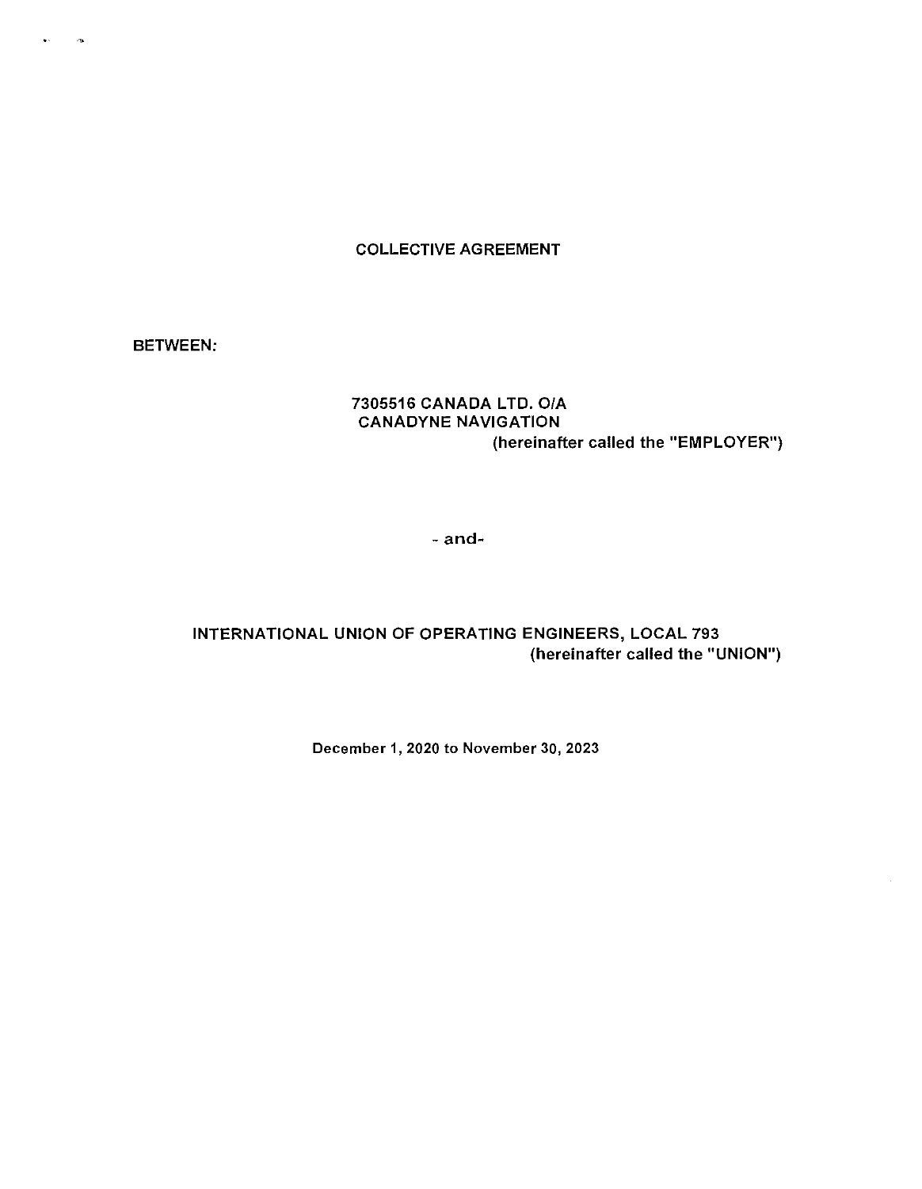# COLLECTIVE AGREEMENT

BETWEEN:

**7305516 CANADA LTD. O/A**
**CANADYNE NAVIGATION**
(hereinafter called the "EMPLOYER")

- and-

**INTERNATIONAL UNION OF OPERATING ENGINEERS, LOCAL 793**
(hereinafter called the "UNION")

December 1, 2020 to November 30, 2023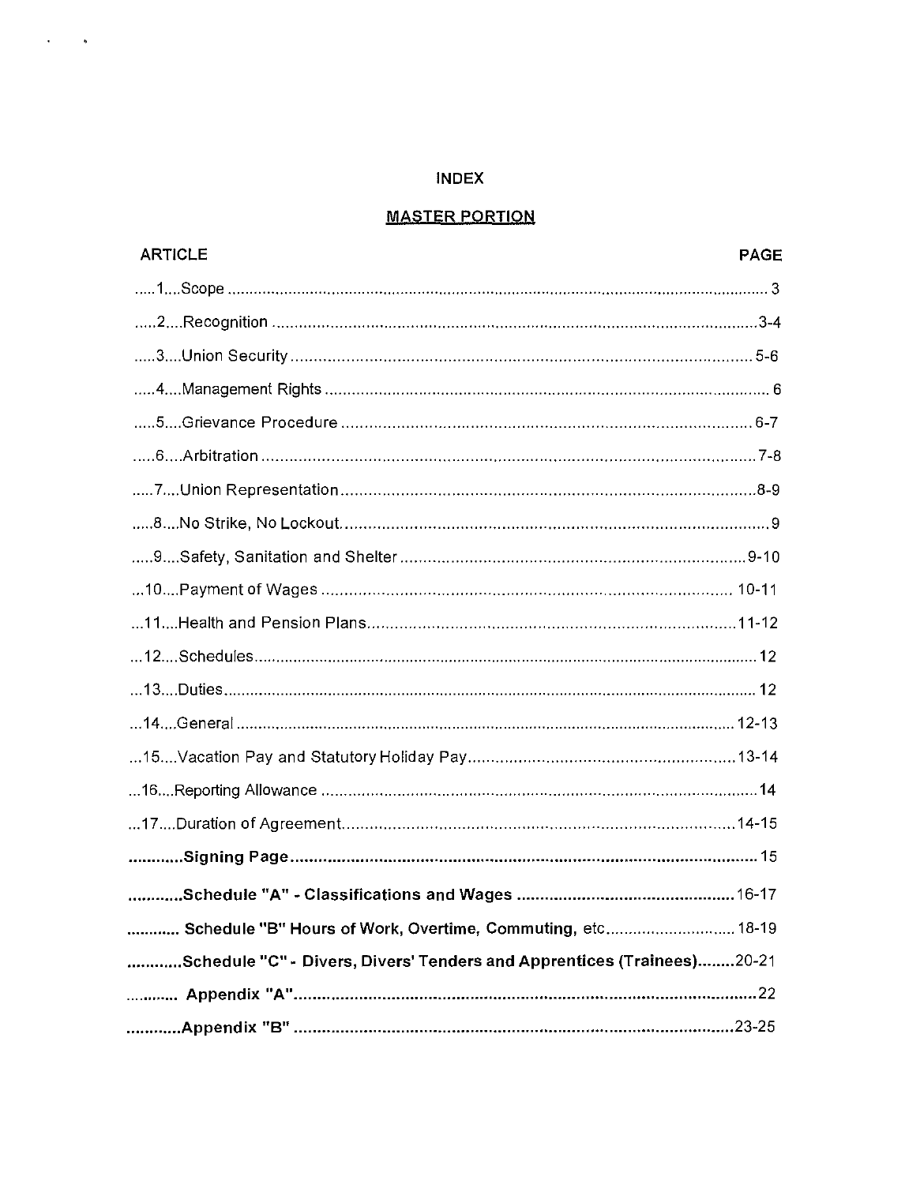# INDEX

## MASTER PORTION

| ARTICLE | PAGE |
|---|---|
| 1 Scope | 3 |
| 2 Recognition | 3-4 |
| 3 Union Security | 5-6 |
| 4 Management Rights | 6 |
| 5 Grievance Procedure | 6-7 |
| 6 Arbitration | 7-8 |
| 7 Union Representation | 8-9 |
| 8 No Strike, No Lockout | 9 |
| 9 Safety, Sanitation and Shelter | 9-10 |
| 10 Payment of Wages | 10-11 |
| 11 Health and Pension Plans | 11-12 |
| 12 Schedules | 12 |
| 13 Duties | 12 |
| 14 General | 12-13 |
| 15 Vacation Pay and Statutory Holiday Pay | 13-14 |
| 16 Reporting Allowance | 14 |
| 17 Duration of Agreement | 14-15 |
| **Signing Page** | 15 |
| **Schedule "A" - Classifications and Wages** | 16-17 |
| **Schedule "B" Hours of Work, Overtime, Commuting,** etc | 18-19 |
| **Schedule "C" - Divers, Divers' Tenders and Apprentices (Trainees)** | 20-21 |
| **Appendix "A"** | 22 |
| **Appendix "B"** | 23-25 |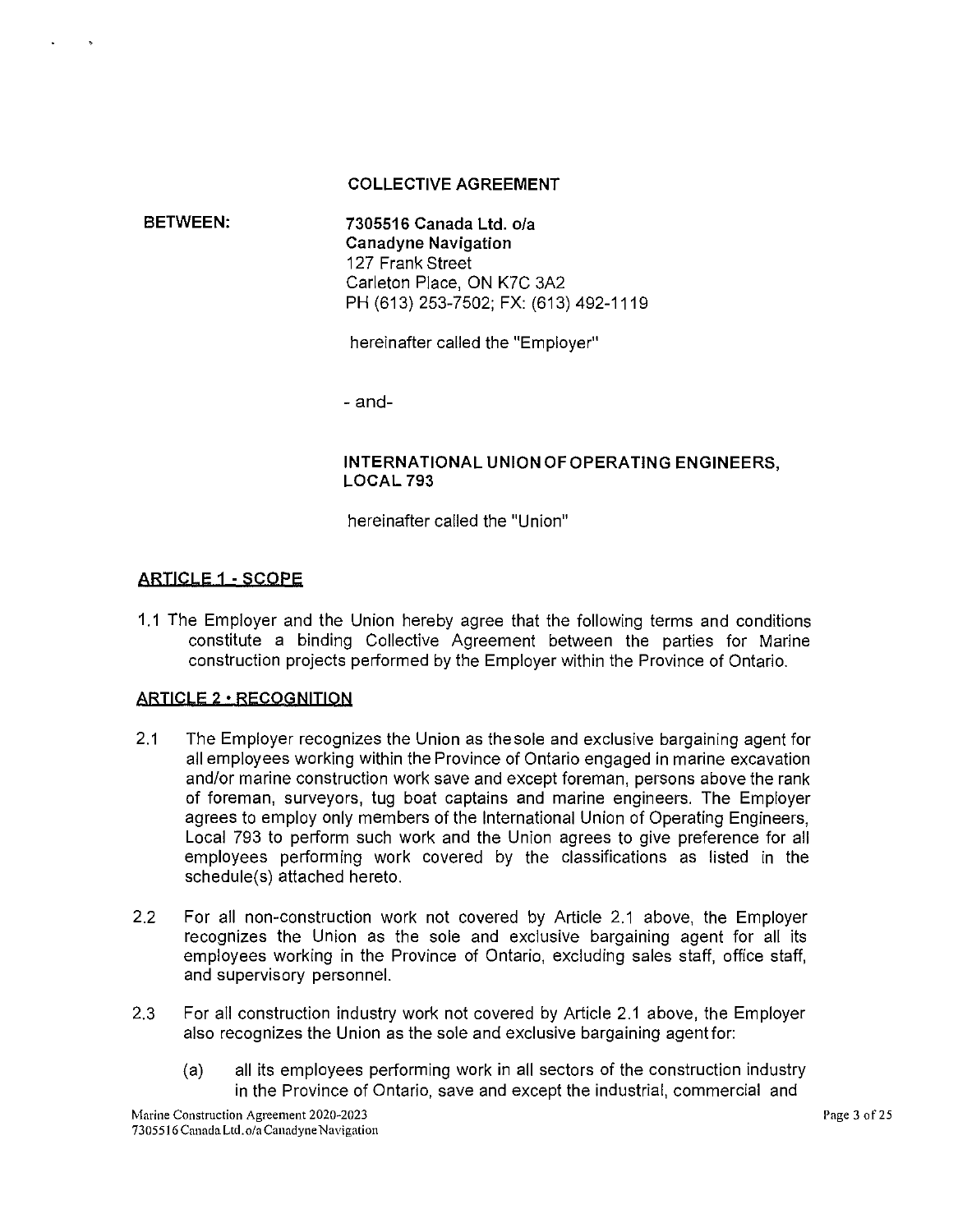**COLLECTIVE AGREEMENT**

**BETWEEN:**

**7305516 Canada Ltd. o/a**
**Canadyne Navigation**
127 Frank Street
Carleton Place, ON K7C 3A2
PH (613) 253-7502; FX: (613) 492-1119

hereinafter called the "Employer"

- and-

**INTERNATIONAL UNION OF OPERATING ENGINEERS, LOCAL 793**

hereinafter called the "Union"

## ARTICLE 1 - SCOPE

1.1 The Employer and the Union hereby agree that the following terms and conditions constitute a binding Collective Agreement between the parties for Marine construction projects performed by the Employer within the Province of Ontario.

## ARTICLE 2 - RECOGNITION

2.1 The Employer recognizes the Union as the sole and exclusive bargaining agent for all employees working within the Province of Ontario engaged in marine excavation and/or marine construction work save and except foreman, persons above the rank of foreman, surveyors, tug boat captains and marine engineers. The Employer agrees to employ only members of the International Union of Operating Engineers, Local 793 to perform such work and the Union agrees to give preference for all employees performing work covered by the classifications as listed in the schedule(s) attached hereto.

2.2 For all non-construction work not covered by Article 2.1 above, the Employer recognizes the Union as the sole and exclusive bargaining agent for all its employees working in the Province of Ontario, excluding sales staff, office staff, and supervisory personnel.

2.3 For all construction industry work not covered by Article 2.1 above, the Employer also recognizes the Union as the sole and exclusive bargaining agent for:

(a) all its employees performing work in all sectors of the construction industry in the Province of Ontario, save and except the industrial, commercial and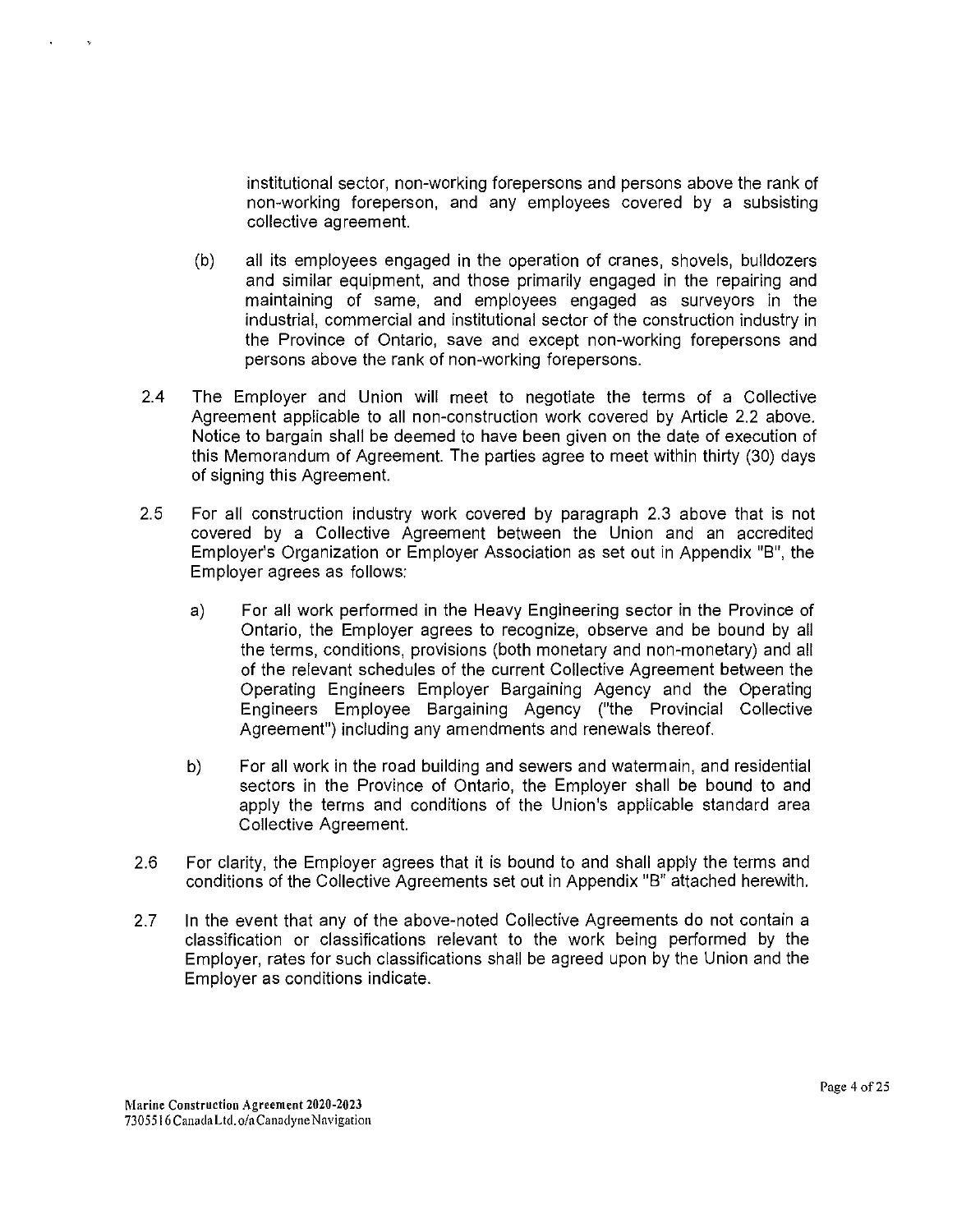institutional sector, non-working forepersons and persons above the rank of non-working foreperson, and any employees covered by a subsisting collective agreement.

(b) all its employees engaged in the operation of cranes, shovels, bulldozers and similar equipment, and those primarily engaged in the repairing and maintaining of same, and employees engaged as surveyors in the industrial, commercial and institutional sector of the construction industry in the Province of Ontario, save and except non-working forepersons and persons above the rank of non-working forepersons.

2.4 The Employer and Union will meet to negotiate the terms of a Collective Agreement applicable to all non-construction work covered by Article 2.2 above. Notice to bargain shall be deemed to have been given on the date of execution of this Memorandum of Agreement. The parties agree to meet within thirty (30) days of signing this Agreement.

2.5 For all construction industry work covered by paragraph 2.3 above that is not covered by a Collective Agreement between the Union and an accredited Employer's Organization or Employer Association as set out in Appendix "B", the Employer agrees as follows:

a) For all work performed in the Heavy Engineering sector in the Province of Ontario, the Employer agrees to recognize, observe and be bound by all the terms, conditions, provisions (both monetary and non-monetary) and all of the relevant schedules of the current Collective Agreement between the Operating Engineers Employer Bargaining Agency and the Operating Engineers Employee Bargaining Agency ("the Provincial Collective Agreement") including any amendments and renewals thereof.

b) For all work in the road building and sewers and watermain, and residential sectors in the Province of Ontario, the Employer shall be bound to and apply the terms and conditions of the Union's applicable standard area Collective Agreement.

2.6 For clarity, the Employer agrees that it is bound to and shall apply the terms and conditions of the Collective Agreements set out in Appendix "B" attached herewith.

2.7 In the event that any of the above-noted Collective Agreements do not contain a classification or classifications relevant to the work being performed by the Employer, rates for such classifications shall be agreed upon by the Union and the Employer as conditions indicate.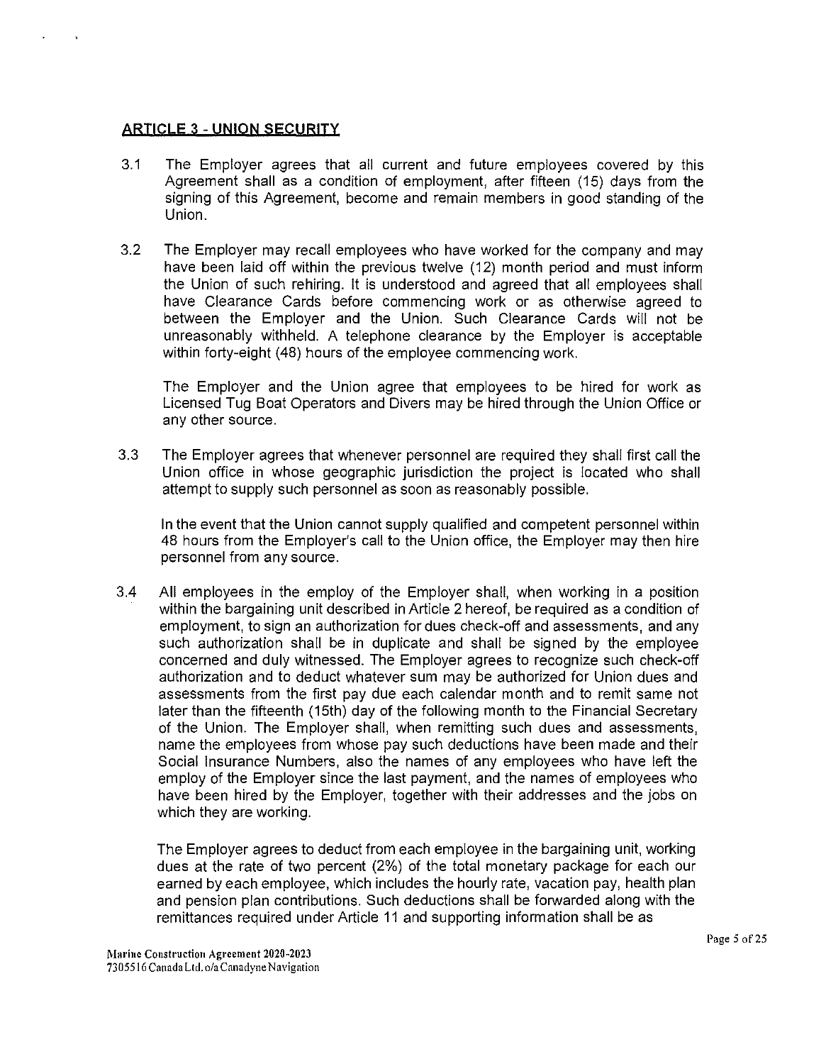## ARTICLE 3 - UNION SECURITY

3.1 The Employer agrees that all current and future employees covered by this Agreement shall as a condition of employment, after fifteen (15) days from the signing of this Agreement, become and remain members in good standing of the Union.

3.2 The Employer may recall employees who have worked for the company and may have been laid off within the previous twelve (12) month period and must inform the Union of such rehiring. It is understood and agreed that all employees shall have Clearance Cards before commencing work or as otherwise agreed to between the Employer and the Union. Such Clearance Cards will not be unreasonably withheld. A telephone clearance by the Employer is acceptable within forty-eight (48) hours of the employee commencing work.

The Employer and the Union agree that employees to be hired for work as Licensed Tug Boat Operators and Divers may be hired through the Union Office or any other source.

3.3 The Employer agrees that whenever personnel are required they shall first call the Union office in whose geographic jurisdiction the project is located who shall attempt to supply such personnel as soon as reasonably possible.

In the event that the Union cannot supply qualified and competent personnel within 48 hours from the Employer's call to the Union office, the Employer may then hire personnel from any source.

3.4 All employees in the employ of the Employer shall, when working in a position within the bargaining unit described in Article 2 hereof, be required as a condition of employment, to sign an authorization for dues check-off and assessments, and any such authorization shall be in duplicate and shall be signed by the employee concerned and duly witnessed. The Employer agrees to recognize such check-off authorization and to deduct whatever sum may be authorized for Union dues and assessments from the first pay due each calendar month and to remit same not later than the fifteenth (15th) day of the following month to the Financial Secretary of the Union. The Employer shall, when remitting such dues and assessments, name the employees from whose pay such deductions have been made and their Social Insurance Numbers, also the names of any employees who have left the employ of the Employer since the last payment, and the names of employees who have been hired by the Employer, together with their addresses and the jobs on which they are working.

The Employer agrees to deduct from each employee in the bargaining unit, working dues at the rate of two percent (2%) of the total monetary package for each our earned by each employee, which includes the hourly rate, vacation pay, health plan and pension plan contributions. Such deductions shall be forwarded along with the remittances required under Article 11 and supporting information shall be as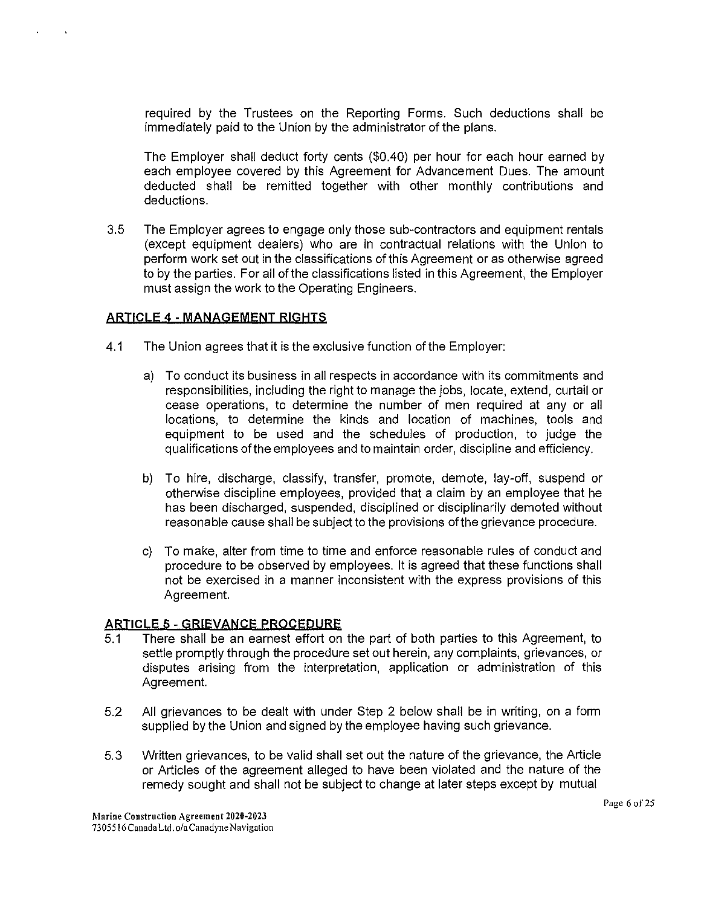required by the Trustees on the Reporting Forms. Such deductions shall be immediately paid to the Union by the administrator of the plans.

The Employer shall deduct forty cents ($0.40) per hour for each hour earned by each employee covered by this Agreement for Advancement Dues. The amount deducted shall be remitted together with other monthly contributions and deductions.

3.5 The Employer agrees to engage only those sub-contractors and equipment rentals (except equipment dealers) who are in contractual relations with the Union to perform work set out in the classifications of this Agreement or as otherwise agreed to by the parties. For all of the classifications listed in this Agreement, the Employer must assign the work to the Operating Engineers.

## ARTICLE 4 - MANAGEMENT RIGHTS

4.1 The Union agrees that it is the exclusive function of the Employer:

a) To conduct its business in all respects in accordance with its commitments and responsibilities, including the right to manage the jobs, locate, extend, curtail or cease operations, to determine the number of men required at any or all locations, to determine the kinds and location of machines, tools and equipment to be used and the schedules of production, to judge the qualifications of the employees and to maintain order, discipline and efficiency.

b) To hire, discharge, classify, transfer, promote, demote, lay-off, suspend or otherwise discipline employees, provided that a claim by an employee that he has been discharged, suspended, disciplined or disciplinarily demoted without reasonable cause shall be subject to the provisions of the grievance procedure.

c) To make, alter from time to time and enforce reasonable rules of conduct and procedure to be observed by employees. It is agreed that these functions shall not be exercised in a manner inconsistent with the express provisions of this Agreement.

## ARTICLE 5 - GRIEVANCE PROCEDURE

5.1 There shall be an earnest effort on the part of both parties to this Agreement, to settle promptly through the procedure set out herein, any complaints, grievances, or disputes arising from the interpretation, application or administration of this Agreement.

5.2 All grievances to be dealt with under Step 2 below shall be in writing, on a form supplied by the Union and signed by the employee having such grievance.

5.3 Written grievances, to be valid shall set out the nature of the grievance, the Article or Articles of the agreement alleged to have been violated and the nature of the remedy sought and shall not be subject to change at later steps except by mutual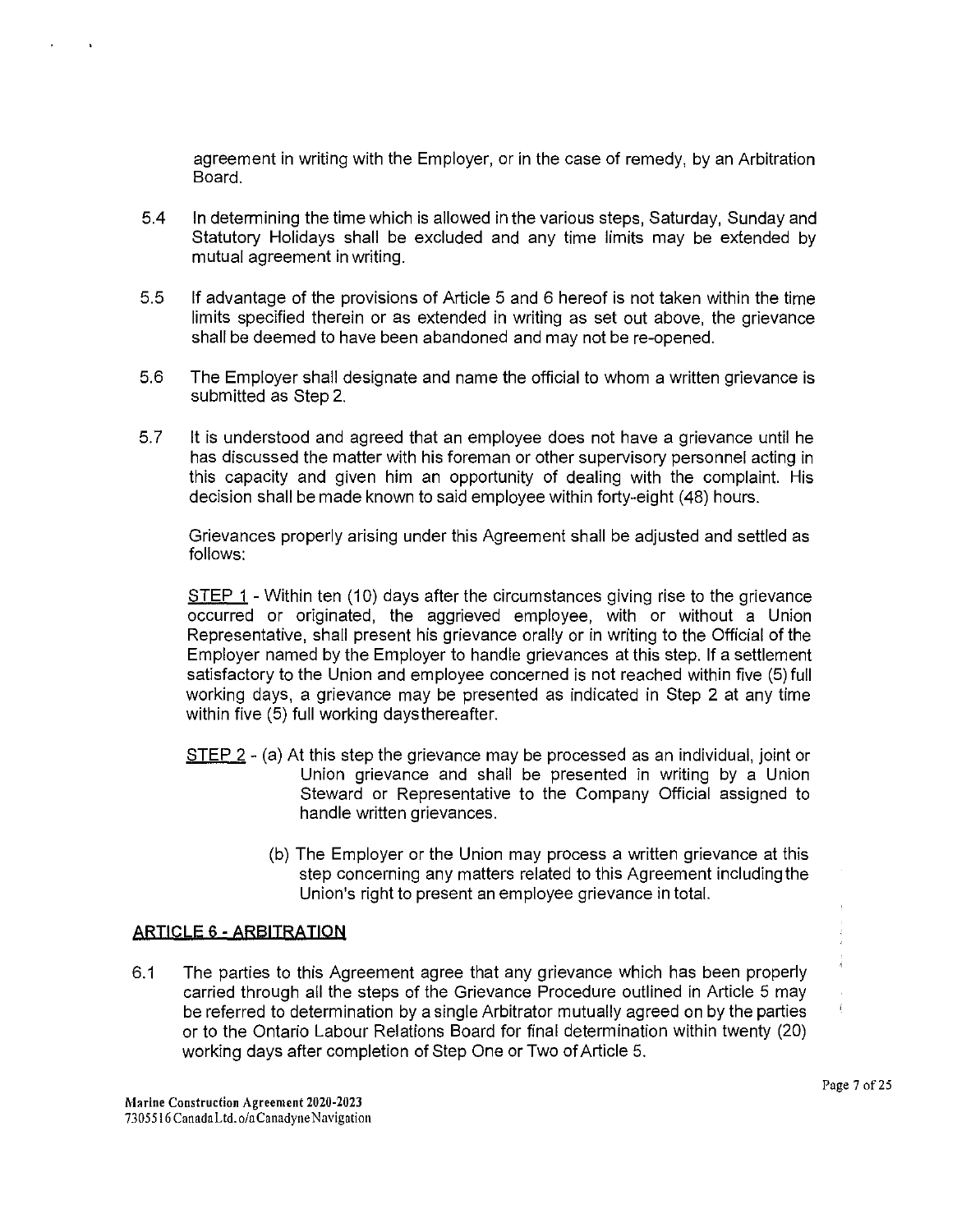agreement in writing with the Employer, or in the case of remedy, by an Arbitration Board.

5.4 In determining the time which is allowed in the various steps, Saturday, Sunday and Statutory Holidays shall be excluded and any time limits may be extended by mutual agreement in writing.

5.5 If advantage of the provisions of Article 5 and 6 hereof is not taken within the time limits specified therein or as extended in writing as set out above, the grievance shall be deemed to have been abandoned and may not be re-opened.

5.6 The Employer shall designate and name the official to whom a written grievance is submitted as Step 2.

5.7 It is understood and agreed that an employee does not have a grievance until he has discussed the matter with his foreman or other supervisory personnel acting in this capacity and given him an opportunity of dealing with the complaint. His decision shall be made known to said employee within forty-eight (48) hours.

Grievances properly arising under this Agreement shall be adjusted and settled as follows:

STEP 1 - Within ten (10) days after the circumstances giving rise to the grievance occurred or originated, the aggrieved employee, with or without a Union Representative, shall present his grievance orally or in writing to the Official of the Employer named by the Employer to handle grievances at this step. If a settlement satisfactory to the Union and employee concerned is not reached within five (5) full working days, a grievance may be presented as indicated in Step 2 at any time within five (5) full working days thereafter.

STEP 2 - (a) At this step the grievance may be processed as an individual, joint or Union grievance and shall be presented in writing by a Union Steward or Representative to the Company Official assigned to handle written grievances.

(b) The Employer or the Union may process a written grievance at this step concerning any matters related to this Agreement including the Union's right to present an employee grievance in total.

## ARTICLE 6 - ARBITRATION

6.1 The parties to this Agreement agree that any grievance which has been properly carried through all the steps of the Grievance Procedure outlined in Article 5 may be referred to determination by a single Arbitrator mutually agreed on by the parties or to the Ontario Labour Relations Board for final determination within twenty (20) working days after completion of Step One or Two of Article 5.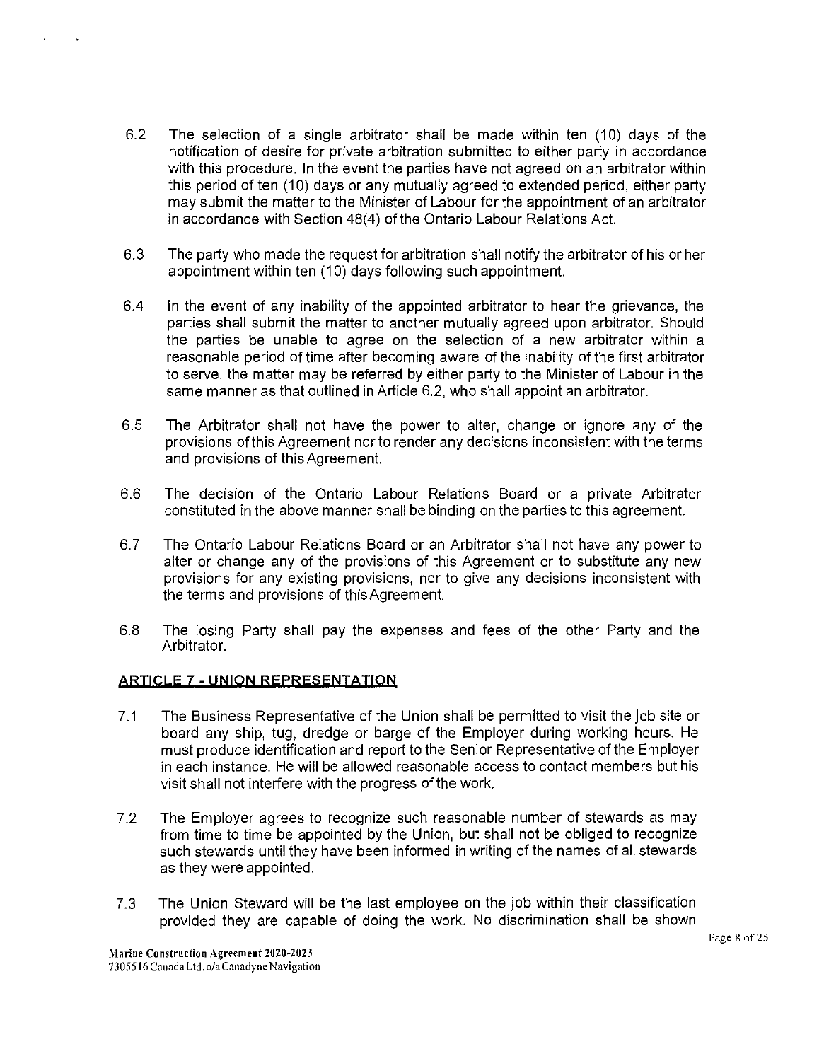6.2 The selection of a single arbitrator shall be made within ten (10) days of the notification of desire for private arbitration submitted to either party in accordance with this procedure. In the event the parties have not agreed on an arbitrator within this period of ten (10) days or any mutually agreed to extended period, either party may submit the matter to the Minister of Labour for the appointment of an arbitrator in accordance with Section 48(4) of the Ontario Labour Relations Act.

6.3 The party who made the request for arbitration shall notify the arbitrator of his or her appointment within ten (10) days following such appointment.

6.4 In the event of any inability of the appointed arbitrator to hear the grievance, the parties shall submit the matter to another mutually agreed upon arbitrator. Should the parties be unable to agree on the selection of a new arbitrator within a reasonable period of time after becoming aware of the inability of the first arbitrator to serve, the matter may be referred by either party to the Minister of Labour in the same manner as that outlined in Article 6.2, who shall appoint an arbitrator.

6.5 The Arbitrator shall not have the power to alter, change or ignore any of the provisions of this Agreement nor to render any decisions inconsistent with the terms and provisions of this Agreement.

6.6 The decision of the Ontario Labour Relations Board or a private Arbitrator constituted in the above manner shall be binding on the parties to this agreement.

6.7 The Ontario Labour Relations Board or an Arbitrator shall not have any power to alter or change any of the provisions of this Agreement or to substitute any new provisions for any existing provisions, nor to give any decisions inconsistent with the terms and provisions of this Agreement.

6.8 The losing Party shall pay the expenses and fees of the other Party and the Arbitrator.

## ARTICLE 7 - UNION REPRESENTATION

7.1 The Business Representative of the Union shall be permitted to visit the job site or board any ship, tug, dredge or barge of the Employer during working hours. He must produce identification and report to the Senior Representative of the Employer in each instance. He will be allowed reasonable access to contact members but his visit shall not interfere with the progress of the work.

7.2 The Employer agrees to recognize such reasonable number of stewards as may from time to time be appointed by the Union, but shall not be obliged to recognize such stewards until they have been informed in writing of the names of all stewards as they were appointed.

7.3 The Union Steward will be the last employee on the job within their classification provided they are capable of doing the work. No discrimination shall be shown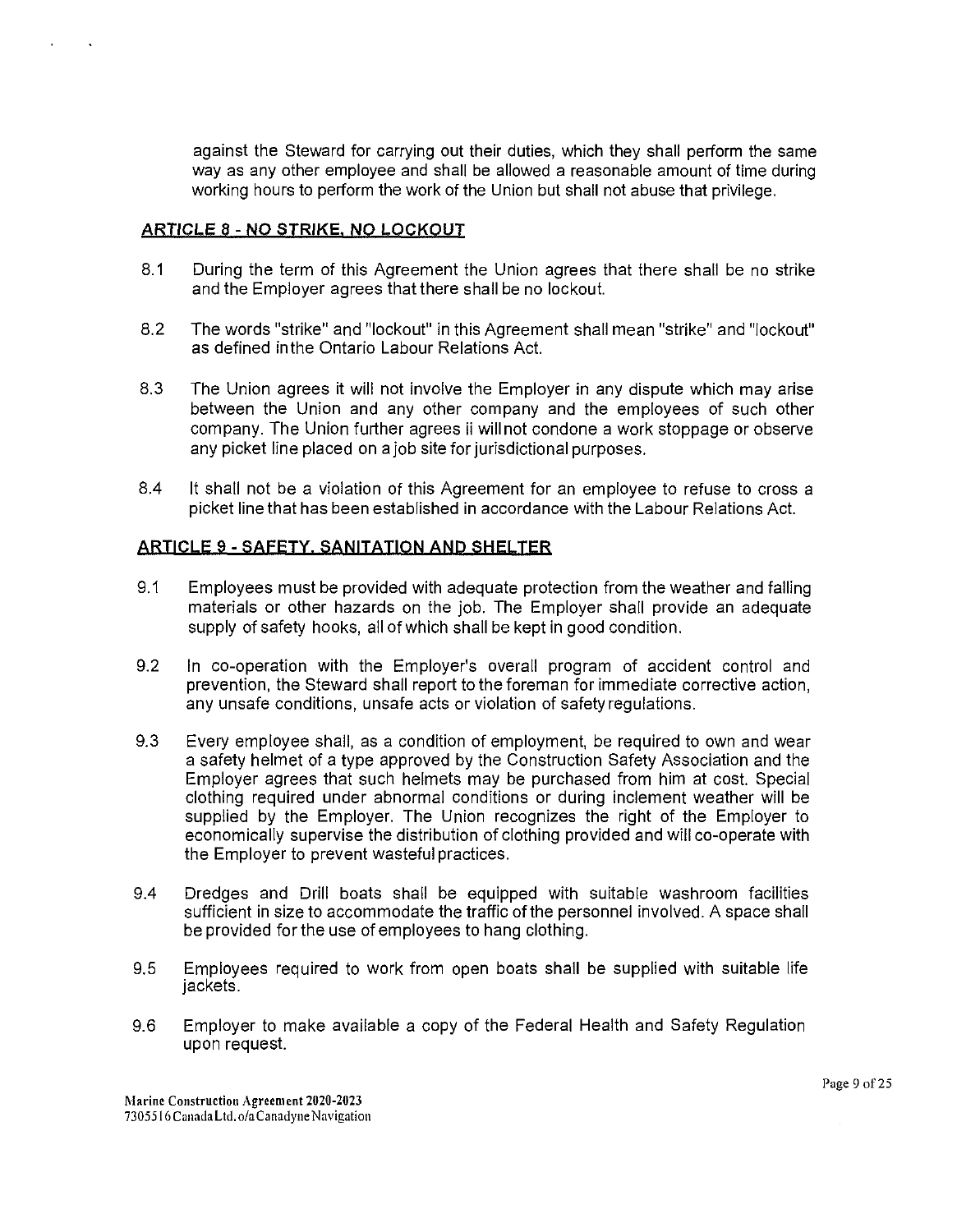against the Steward for carrying out their duties, which they shall perform the same way as any other employee and shall be allowed a reasonable amount of time during working hours to perform the work of the Union but shall not abuse that privilege.

## ARTICLE 8 - NO STRIKE, NO LOCKOUT

8.1 During the term of this Agreement the Union agrees that there shall be no strike and the Employer agrees that there shall be no lockout.

8.2 The words "strike" and "lockout" in this Agreement shall mean "strike" and "lockout" as defined inthe Ontario Labour Relations Act.

8.3 The Union agrees it will not involve the Employer in any dispute which may arise between the Union and any other company and the employees of such other company. The Union further agrees ii willnot condone a work stoppage or observe any picket line placed on a job site for jurisdictional purposes.

8.4 It shall not be a violation of this Agreement for an employee to refuse to cross a picket line that has been established in accordance with the Labour Relations Act.

## ARTICLE 9 - SAFETY, SANITATION AND SHELTER

9.1 Employees must be provided with adequate protection from the weather and falling materials or other hazards on the job. The Employer shall provide an adequate supply of safety hooks, all of which shall be kept in good condition.

9.2 In co-operation with the Employer's overall program of accident control and prevention, the Steward shall report to the foreman for immediate corrective action, any unsafe conditions, unsafe acts or violation of safety regulations.

9.3 Every employee shall, as a condition of employment, be required to own and wear a safety helmet of a type approved by the Construction Safety Association and the Employer agrees that such helmets may be purchased from him at cost. Special clothing required under abnormal conditions or during inclement weather will be supplied by the Employer. The Union recognizes the right of the Employer to economically supervise the distribution of clothing provided and will co-operate with the Employer to prevent wasteful practices.

9.4 Dredges and Drill boats shall be equipped with suitable washroom facilities sufficient in size to accommodate the traffic of the personnel involved. A space shall be provided for the use of employees to hang clothing.

9.5 Employees required to work from open boats shall be supplied with suitable life jackets.

9.6 Employer to make available a copy of the Federal Health and Safety Regulation upon request.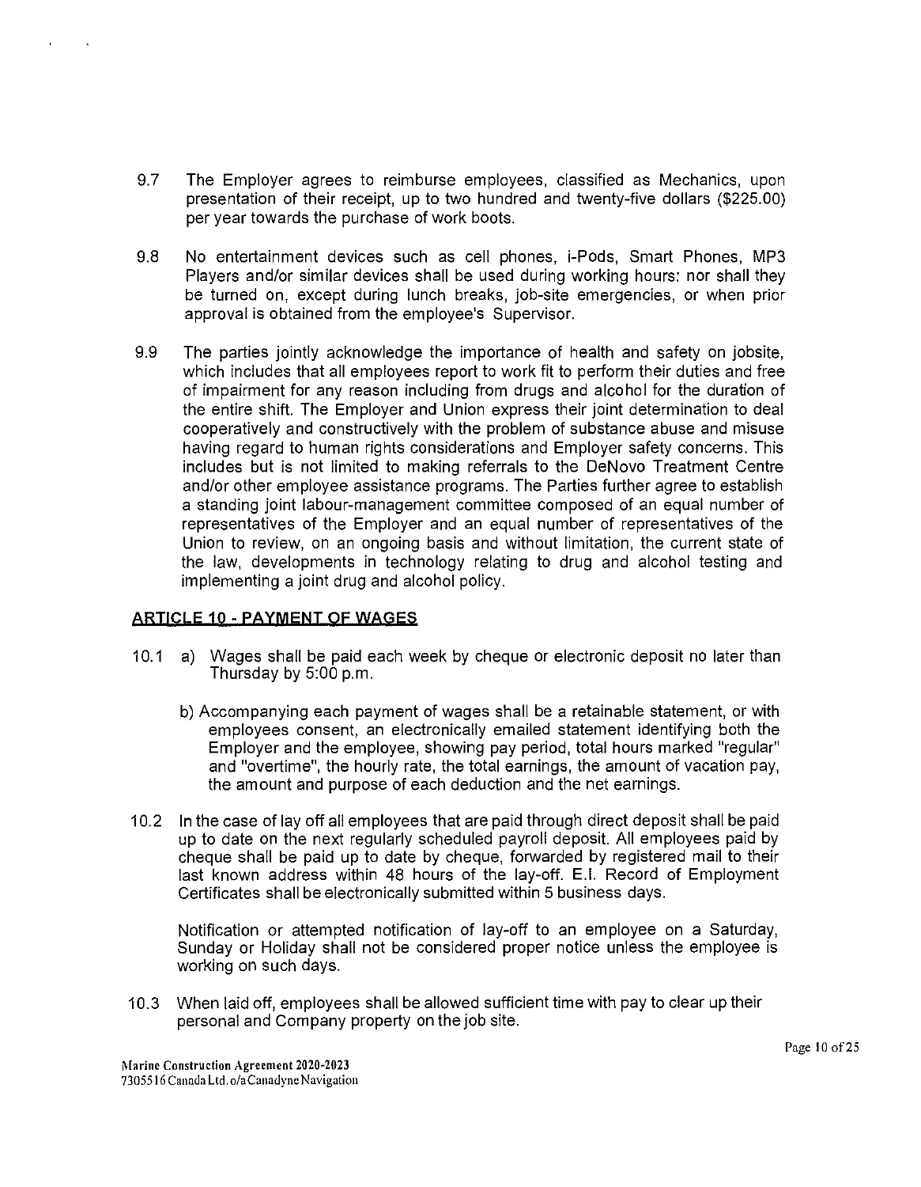9.7 The Employer agrees to reimburse employees, classified as Mechanics, upon presentation of their receipt, up to two hundred and twenty-five dollars ($225.00) per year towards the purchase of work boots.

9.8 No entertainment devices such as cell phones, i-Pods, Smart Phones, MP3 Players and/or similar devices shall be used during working hours: nor shall they be turned on, except during lunch breaks, job-site emergencies, or when prior approval is obtained from the employee's Supervisor.

9.9 The parties jointly acknowledge the importance of health and safety on jobsite, which includes that all employees report to work fit to perform their duties and free of impairment for any reason including from drugs and alcohol for the duration of the entire shift. The Employer and Union express their joint determination to deal cooperatively and constructively with the problem of substance abuse and misuse having regard to human rights considerations and Employer safety concerns. This includes but is not limited to making referrals to the DeNovo Treatment Centre and/or other employee assistance programs. The Parties further agree to establish a standing joint labour-management committee composed of an equal number of representatives of the Employer and an equal number of representatives of the Union to review, on an ongoing basis and without limitation, the current state of the law, developments in technology relating to drug and alcohol testing and implementing a joint drug and alcohol policy.

## ARTICLE 10 - PAYMENT OF WAGES

10.1 a) Wages shall be paid each week by cheque or electronic deposit no later than Thursday by 5:00 p.m.

b) Accompanying each payment of wages shall be a retainable statement, or with employees consent, an electronically emailed statement identifying both the Employer and the employee, showing pay period, total hours marked "regular" and "overtime", the hourly rate, the total earnings, the amount of vacation pay, the amount and purpose of each deduction and the net earnings.

10.2 In the case of lay off all employees that are paid through direct deposit shall be paid up to date on the next regularly scheduled payroll deposit. All employees paid by cheque shall be paid up to date by cheque, forwarded by registered mail to their last known address within 48 hours of the lay-off. E.I. Record of Employment Certificates shall be electronically submitted within 5 business days.

Notification or attempted notification of lay-off to an employee on a Saturday, Sunday or Holiday shall not be considered proper notice unless the employee is working on such days.

10.3 When laid off, employees shall be allowed sufficient time with pay to clear up their personal and Company property on the job site.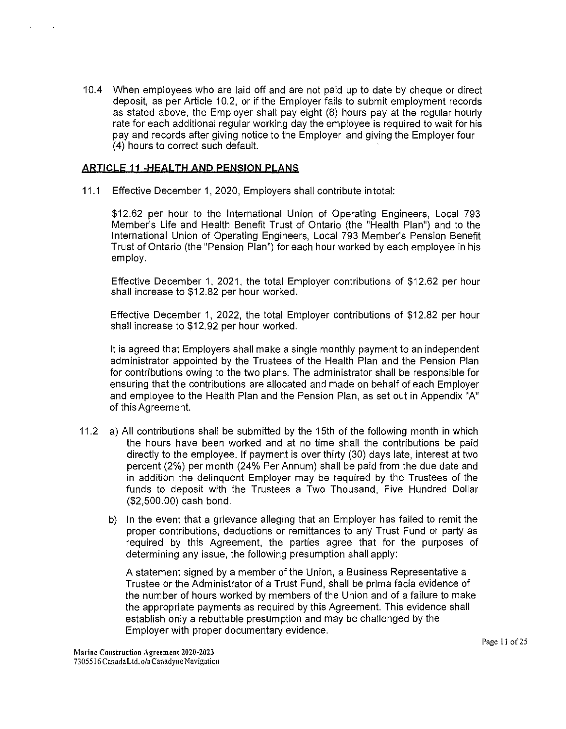10.4 When employees who are laid off and are not paid up to date by cheque or direct deposit, as per Article 10.2, or if the Employer fails to submit employment records as stated above, the Employer shall pay eight (8) hours pay at the regular hourly rate for each additional regular working day the employee is required to wait for his pay and records after giving notice to the Employer and giving the Employer four (4) hours to correct such default.

## ARTICLE 11 -HEALTH AND PENSION PLANS

11.1 Effective December 1, 2020, Employers shall contribute intotal:

$12.62 per hour to the International Union of Operating Engineers, Local 793 Member's Life and Health Benefit Trust of Ontario (the "Health Plan") and to the International Union of Operating Engineers, Local 793 Member's Pension Benefit Trust of Ontario (the "Pension Plan") for each hour worked by each employee in his employ.

Effective December 1, 2021, the total Employer contributions of $12.62 per hour shall increase to $12.82 per hour worked.

Effective December 1, 2022, the total Employer contributions of $12.82 per hour shall increase to $12.92 per hour worked.

It is agreed that Employers shall make a single monthly payment to an independent administrator appointed by the Trustees of the Health Plan and the Pension Plan for contributions owing to the two plans. The administrator shall be responsible for ensuring that the contributions are allocated and made on behalf of each Employer and employee to the Health Plan and the Pension Plan, as set out in Appendix "A" of this Agreement.

11.2 a) All contributions shall be submitted by the 15th of the following month in which the hours have been worked and at no time shall the contributions be paid directly to the employee. If payment is over thirty (30) days late, interest at two percent (2%) per month (24% Per Annum) shall be paid from the due date and in addition the delinquent Employer may be required by the Trustees of the funds to deposit with the Trustees a Two Thousand, Five Hundred Dollar ($2,500.00) cash bond.

b) In the event that a grievance alleging that an Employer has failed to remit the proper contributions, deductions or remittances to any Trust Fund or party as required by this Agreement, the parties agree that for the purposes of determining any issue, the following presumption shall apply:

A statement signed by a member of the Union, a Business Representative a Trustee or the Administrator of a Trust Fund, shall be prima facia evidence of the number of hours worked by members of the Union and of a failure to make the appropriate payments as required by this Agreement. This evidence shall establish only a rebuttable presumption and may be challenged by the Employer with proper documentary evidence.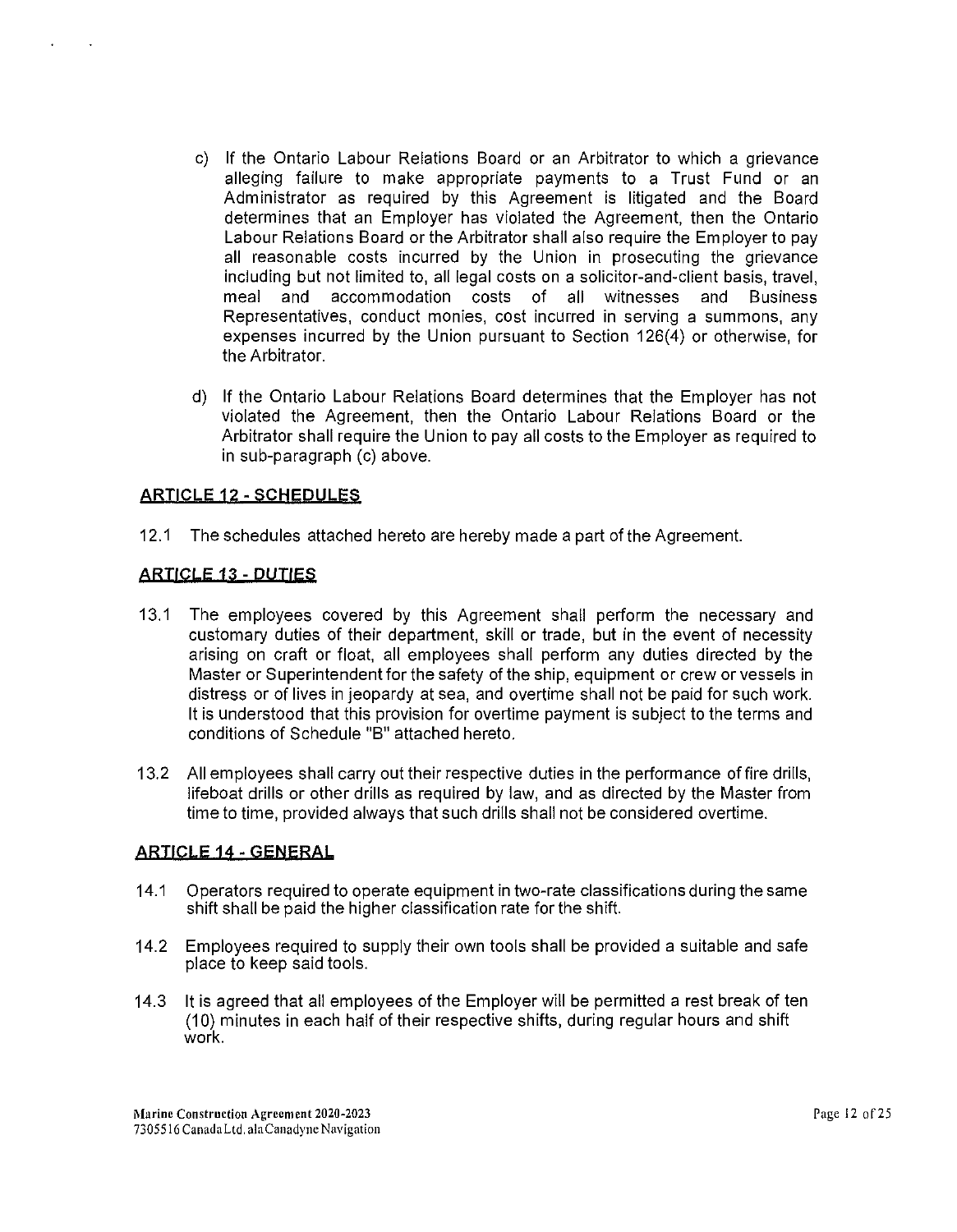c) If the Ontario Labour Relations Board or an Arbitrator to which a grievance alleging failure to make appropriate payments to a Trust Fund or an Administrator as required by this Agreement is litigated and the Board determines that an Employer has violated the Agreement, then the Ontario Labour Relations Board or the Arbitrator shall also require the Employer to pay all reasonable costs incurred by the Union in prosecuting the grievance including but not limited to, all legal costs on a solicitor-and-client basis, travel, meal and accommodation costs of all witnesses and Business Representatives, conduct monies, cost incurred in serving a summons, any expenses incurred by the Union pursuant to Section 126(4) or otherwise, for the Arbitrator.

d) If the Ontario Labour Relations Board determines that the Employer has not violated the Agreement, then the Ontario Labour Relations Board or the Arbitrator shall require the Union to pay all costs to the Employer as required to in sub-paragraph (c) above.

## ARTICLE 12 - SCHEDULES

12.1 The schedules attached hereto are hereby made a part of the Agreement.

## ARTICLE 13 - DUTIES

13.1 The employees covered by this Agreement shall perform the necessary and customary duties of their department, skill or trade, but in the event of necessity arising on craft or float, all employees shall perform any duties directed by the Master or Superintendent for the safety of the ship, equipment or crew or vessels in distress or of lives in jeopardy at sea, and overtime shall not be paid for such work. It is understood that this provision for overtime payment is subject to the terms and conditions of Schedule "B" attached hereto.

13.2 All employees shall carry out their respective duties in the performance of fire drills, lifeboat drills or other drills as required by law, and as directed by the Master from time to time, provided always that such drills shall not be considered overtime.

## ARTICLE 14 - GENERAL

14.1 Operators required to operate equipment in two-rate classifications during the same shift shall be paid the higher classification rate for the shift.

14.2 Employees required to supply their own tools shall be provided a suitable and safe place to keep said tools.

14.3 It is agreed that all employees of the Employer will be permitted a rest break of ten (10) minutes in each half of their respective shifts, during regular hours and shift work.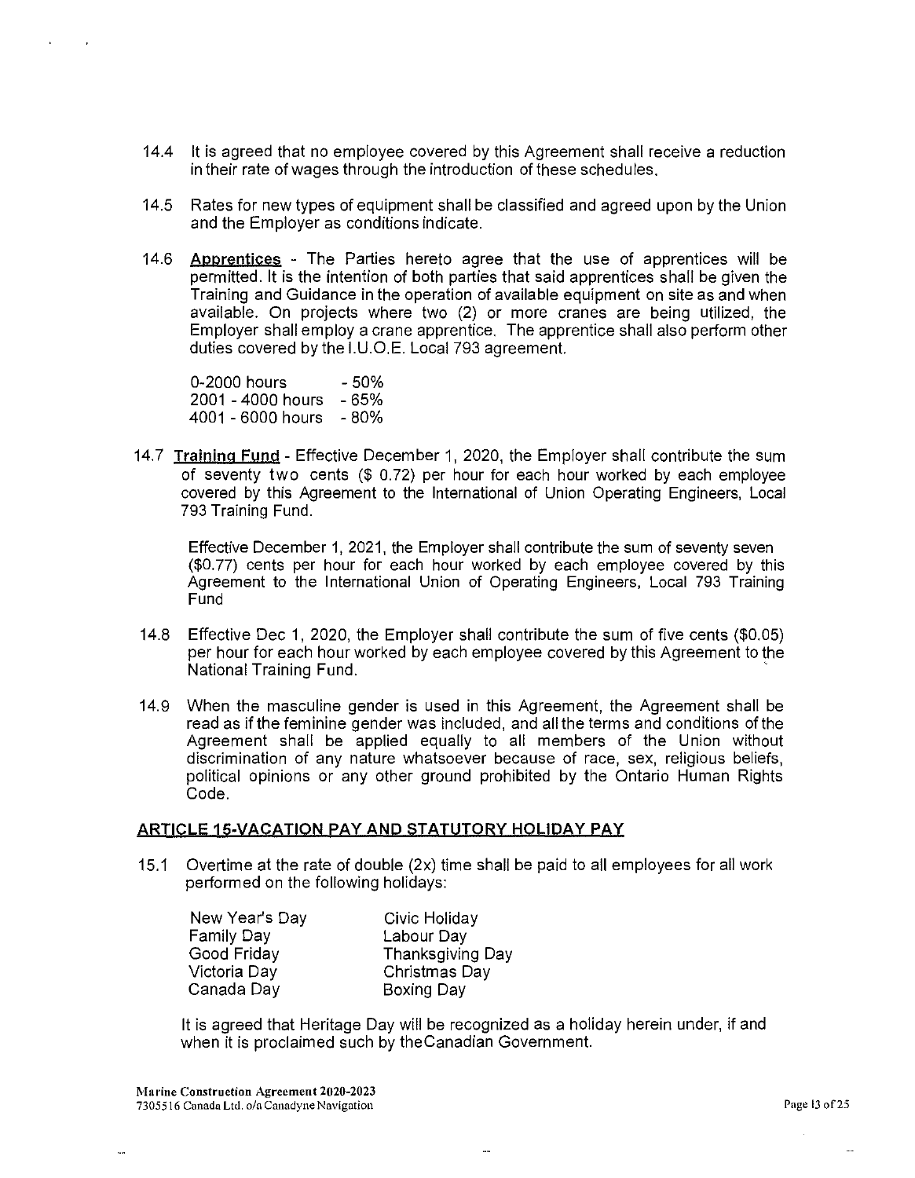14.4 It is agreed that no employee covered by this Agreement shall receive a reduction in their rate of wages through the introduction of these schedules.

14.5 Rates for new types of equipment shall be classified and agreed upon by the Union and the Employer as conditions indicate.

14.6 **Apprentices** - The Parties hereto agree that the use of apprentices will be permitted. It is the intention of both parties that said apprentices shall be given the Training and Guidance in the operation of available equipment on site as and when available. On projects where two (2) or more cranes are being utilized, the Employer shall employ a crane apprentice. The apprentice shall also perform other duties covered by the I.U.O.E. Local 793 agreement.

| | |
|---|---|
| 0-2000 hours | - 50% |
| 2001 - 4000 hours | - 65% |
| 4001 - 6000 hours | - 80% |

14.7 **Training Fund** - Effective December 1, 2020, the Employer shall contribute the sum of seventy two cents ($ 0.72) per hour for each hour worked by each employee covered by this Agreement to the International of Union Operating Engineers, Local 793 Training Fund.

Effective December 1, 2021, the Employer shall contribute the sum of seventy seven ($0.77) cents per hour for each hour worked by each employee covered by this Agreement to the International Union of Operating Engineers, Local 793 Training Fund

14.8 Effective Dec 1, 2020, the Employer shall contribute the sum of five cents ($0.05) per hour for each hour worked by each employee covered by this Agreement to the National Training Fund.

14.9 When the masculine gender is used in this Agreement, the Agreement shall be read as if the feminine gender was included, and all the terms and conditions of the Agreement shall be applied equally to all members of the Union without discrimination of any nature whatsoever because of race, sex, religious beliefs, political opinions or any other ground prohibited by the Ontario Human Rights Code.

## ARTICLE 15-VACATION PAY AND STATUTORY HOLIDAY PAY

15.1 Overtime at the rate of double (2x) time shall be paid to all employees for all work performed on the following holidays:

| | |
|---|---|
| New Year's Day | Civic Holiday |
| Family Day | Labour Day |
| Good Friday | Thanksgiving Day |
| Victoria Day | Christmas Day |
| Canada Day | Boxing Day |

It is agreed that Heritage Day will be recognized as a holiday herein under, if and when it is proclaimed such by the Canadian Government.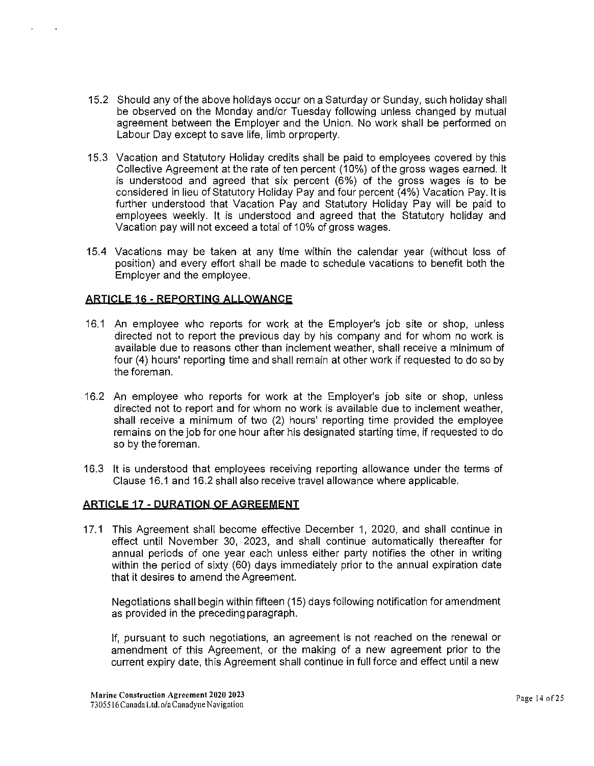15.2 Should any of the above holidays occur on a Saturday or Sunday, such holiday shall be observed on the Monday and/or Tuesday following unless changed by mutual agreement between the Employer and the Union. No work shall be performed on Labour Day except to save life, limb orproperty.

15.3 Vacation and Statutory Holiday credits shall be paid to employees covered by this Collective Agreement at the rate of ten percent (10%) of the gross wages earned. It is understood and agreed that six percent (6%) of the gross wages is to be considered in lieu of Statutory Holiday Pay and four percent (4%) Vacation Pay. It is further understood that Vacation Pay and Statutory Holiday Pay will be paid to employees weekly. It is understood and agreed that the Statutory holiday and Vacation pay will not exceed a total of 10% of gross wages.

15.4 Vacations may be taken at any time within the calendar year (without loss of position) and every effort shall be made to schedule vacations to benefit both the Employer and the employee.

## ARTICLE 16 - REPORTING ALLOWANCE

16.1 An employee who reports for work at the Employer's job site or shop, unless directed not to report the previous day by his company and for whom no work is available due to reasons other than inclement weather, shall receive a minimum of four (4) hours' reporting time and shall remain at other work if requested to do so by the foreman.

16.2 An employee who reports for work at the Employer's job site or shop, unless directed not to report and for whom no work is available due to inclement weather, shall receive a minimum of two (2) hours' reporting time provided the employee remains on the job for one hour after his designated starting time, if requested to do so by the foreman.

16.3 It is understood that employees receiving reporting allowance under the terms of Clause 16.1 and 16.2 shall also receive travel allowance where applicable.

## ARTICLE 17 - DURATION OF AGREEMENT

17.1 This Agreement shall become effective December 1, 2020, and shall continue in effect until November 30, 2023, and shall continue automatically thereafter for annual periods of one year each unless either party notifies the other in writing within the period of sixty (60) days immediately prior to the annual expiration date that it desires to amend the Agreement.

Negotiations shall begin within fifteen (15) days following notification for amendment as provided in the preceding paragraph.

If, pursuant to such negotiations, an agreement is not reached on the renewal or amendment of this Agreement, or the making of a new agreement prior to the current expiry date, this Agreement shall continue in full force and effect until a new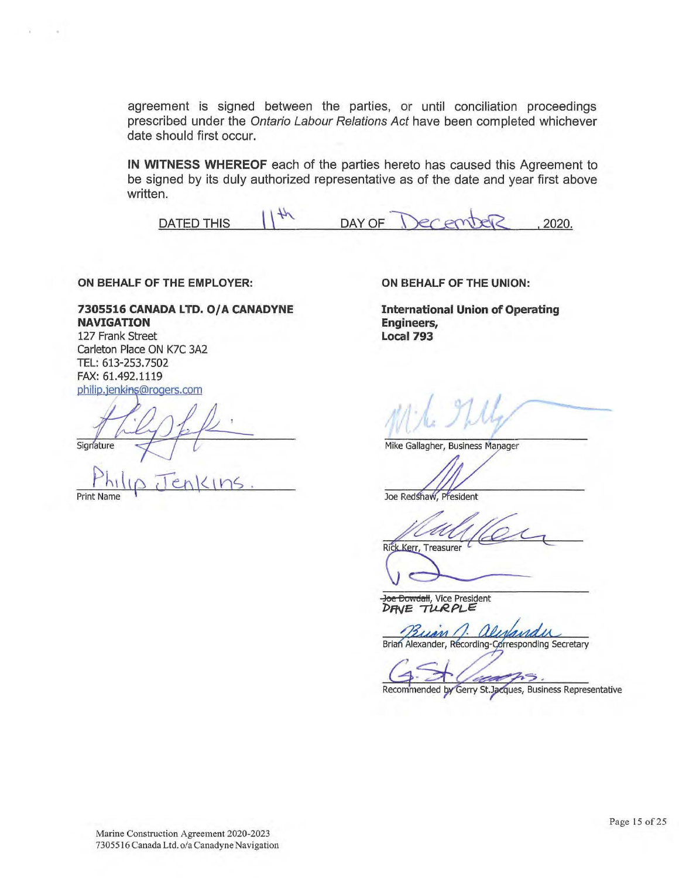agreement is signed between the parties, or until conciliation proceedings prescribed under the *Ontario Labour Relations Act* have been completed whichever date should first occur.

**IN WITNESS WHEREOF** each of the parties hereto has caused this Agreement to be signed by its duly authorized representative as of the date and year first above written.

DATED THIS 11th DAY OF December, 2020.

**ON BEHALF OF THE EMPLOYER:**

**7305516 CANADA LTD. O/A CANADYNE NAVIGATION**
127 Frank Street
Carleton Place ON K7C 3A2
TEL: 613-253.7502
FAX: 61.492.1119
philip.jenkins@rogers.com

Signature

Philip Jenkins.
Print Name

**ON BEHALF OF THE UNION:**

**International Union of Operating Engineers, Local 793**

Mike Gallagher, Business Manager

Joe Redshaw, President

Rick Kerr, Treasurer

~~Joe Dowdall~~, Vice President
DAVE TURPLE

Brian Alexander, Recording-Corresponding Secretary

Recommended by Gerry St.Jacques, Business Representative

Marine Construction Agreement 2020-2023
7305516 Canada Ltd. o/a Canadyne Navigation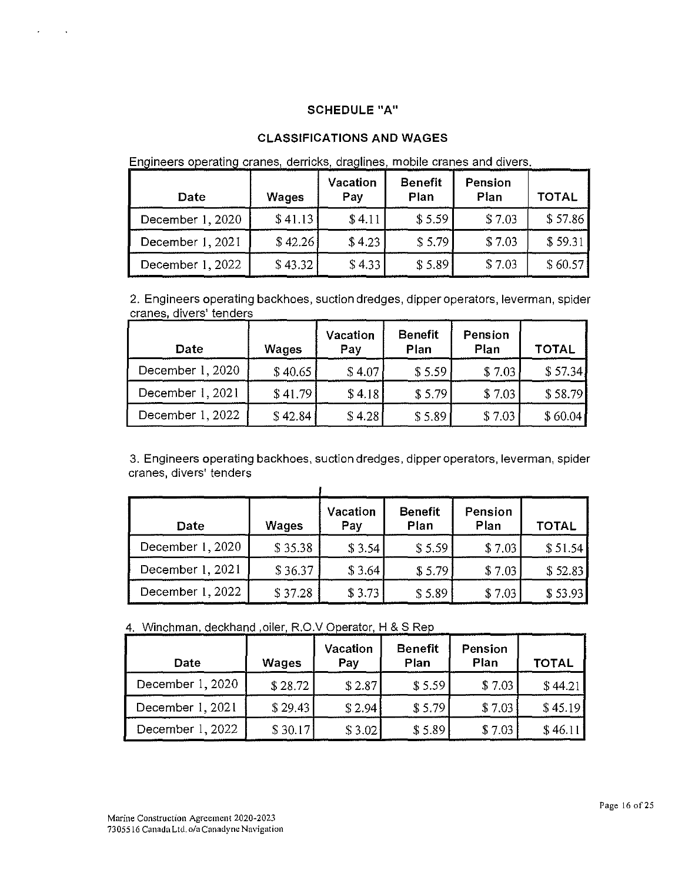## SCHEDULE "A"

### CLASSIFICATIONS AND WAGES

Engineers operating cranes, derricks, draglines, mobile cranes and divers.

| Date | Wages | Vacation Pay | Benefit Plan | Pension Plan | TOTAL |
|---|---|---|---|---|---|
| December 1, 2020 | $ 41.13 | $ 4.11 | $ 5.59 | $ 7.03 | $ 57.86 |
| December 1, 2021 | $ 42.26 | $ 4.23 | $ 5.79 | $ 7.03 | $ 59.31 |
| December 1, 2022 | $ 43.32 | $ 4.33 | $ 5.89 | $ 7.03 | $ 60.57 |

2. Engineers operating backhoes, suction dredges, dipper operators, leverman, spider cranes, divers' tenders

| Date | Wages | Vacation Pay | Benefit Plan | Pension Plan | TOTAL |
|---|---|---|---|---|---|
| December 1, 2020 | $ 40.65 | $ 4.07 | $ 5.59 | $ 7.03 | $ 57.34 |
| December 1, 2021 | $ 41.79 | $ 4.18 | $ 5.79 | $ 7.03 | $ 58.79 |
| December 1, 2022 | $ 42.84 | $ 4.28 | $ 5.89 | $ 7.03 | $ 60.04 |

3. Engineers operating backhoes, suction dredges, dipper operators, leverman, spider cranes, divers' tenders

| Date | Wages | Vacation Pay | Benefit Plan | Pension Plan | TOTAL |
|---|---|---|---|---|---|
| December 1, 2020 | $ 35.38 | $ 3.54 | $ 5.59 | $ 7.03 | $ 51.54 |
| December 1, 2021 | $ 36.37 | $ 3.64 | $ 5.79 | $ 7.03 | $ 52.83 |
| December 1, 2022 | $ 37.28 | $ 3.73 | $ 5.89 | $ 7.03 | $ 53.93 |

4. Winchman, deckhand ,oiler, R.O.V Operator, H & S Rep

| Date | Wages | Vacation Pay | Benefit Plan | Pension Plan | TOTAL |
|---|---|---|---|---|---|
| December 1, 2020 | $ 28.72 | $ 2.87 | $ 5.59 | $ 7.03 | $ 44.21 |
| December 1, 2021 | $ 29.43 | $ 2.94 | $ 5.79 | $ 7.03 | $ 45.19 |
| December 1, 2022 | $ 30.17 | $ 3.02 | $ 5.89 | $ 7.03 | $ 46.11 |

Marine Construction Agreement 2020-2023
7305516 Canada Ltd. o/a Canadyne Navigation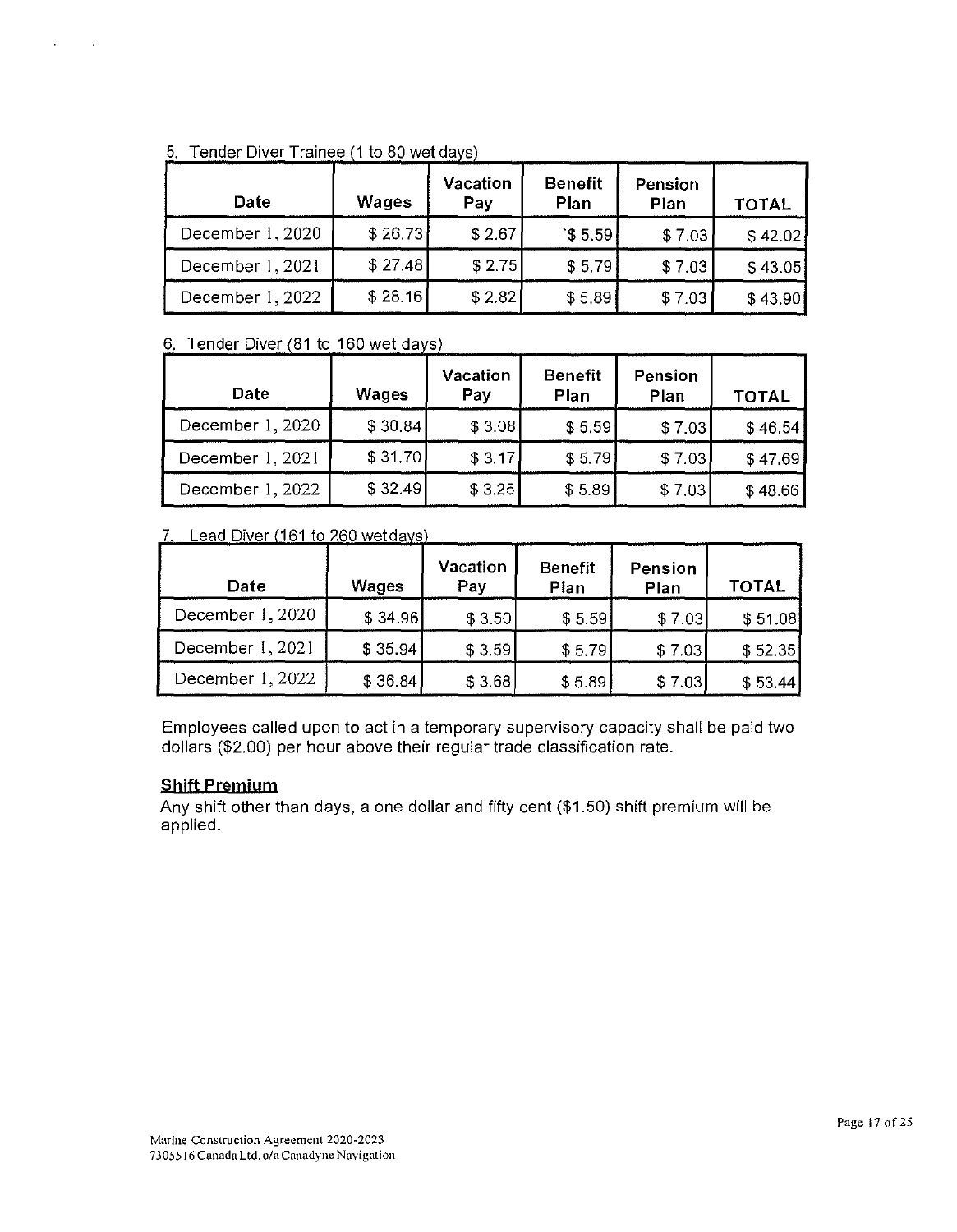5. Tender Diver Trainee (1 to 80 wet days)

| Date | Wages | Vacation Pay | Benefit Plan | Pension Plan | TOTAL |
|---|---|---|---|---|---|
| December 1, 2020 | $ 26.73 | $ 2.67 | `$ 5.59 | $ 7.03 | $ 42.02 |
| December 1, 2021 | $ 27.48 | $ 2.75 | $ 5.79 | $ 7.03 | $ 43.05 |
| December 1, 2022 | $ 28.16 | $ 2.82 | $ 5.89 | $ 7.03 | $ 43.90 |

6. Tender Diver (81 to 160 wet days)

| Date | Wages | Vacation Pay | Benefit Plan | Pension Plan | TOTAL |
|---|---|---|---|---|---|
| December 1, 2020 | $ 30.84 | $ 3.08 | $ 5.59 | $ 7.03 | $ 46.54 |
| December 1, 2021 | $ 31.70 | $ 3.17 | $ 5.79 | $ 7.03 | $ 47.69 |
| December 1, 2022 | $ 32.49 | $ 3.25 | $ 5.89 | $ 7.03 | $ 48.66 |

7. Lead Diver (161 to 260 wetdays)

| Date | Wages | Vacation Pay | Benefit Plan | Pension Plan | TOTAL |
|---|---|---|---|---|---|
| December 1, 2020 | $ 34.96 | $ 3.50 | $ 5.59 | $ 7.03 | $ 51.08 |
| December 1, 2021 | $ 35.94 | $ 3.59 | $ 5.79 | $ 7.03 | $ 52.35 |
| December 1, 2022 | $ 36.84 | $ 3.68 | $ 5.89 | $ 7.03 | $ 53.44 |

Employees called upon to act in a temporary supervisory capacity shall be paid two dollars ($2.00) per hour above their regular trade classification rate.

**Shift Premium**

Any shift other than days, a one dollar and fifty cent ($1.50) shift premium will be applied.

Marine Construction Agreement 2020-2023
730516 Canada Ltd. o/a Canadyne Navigation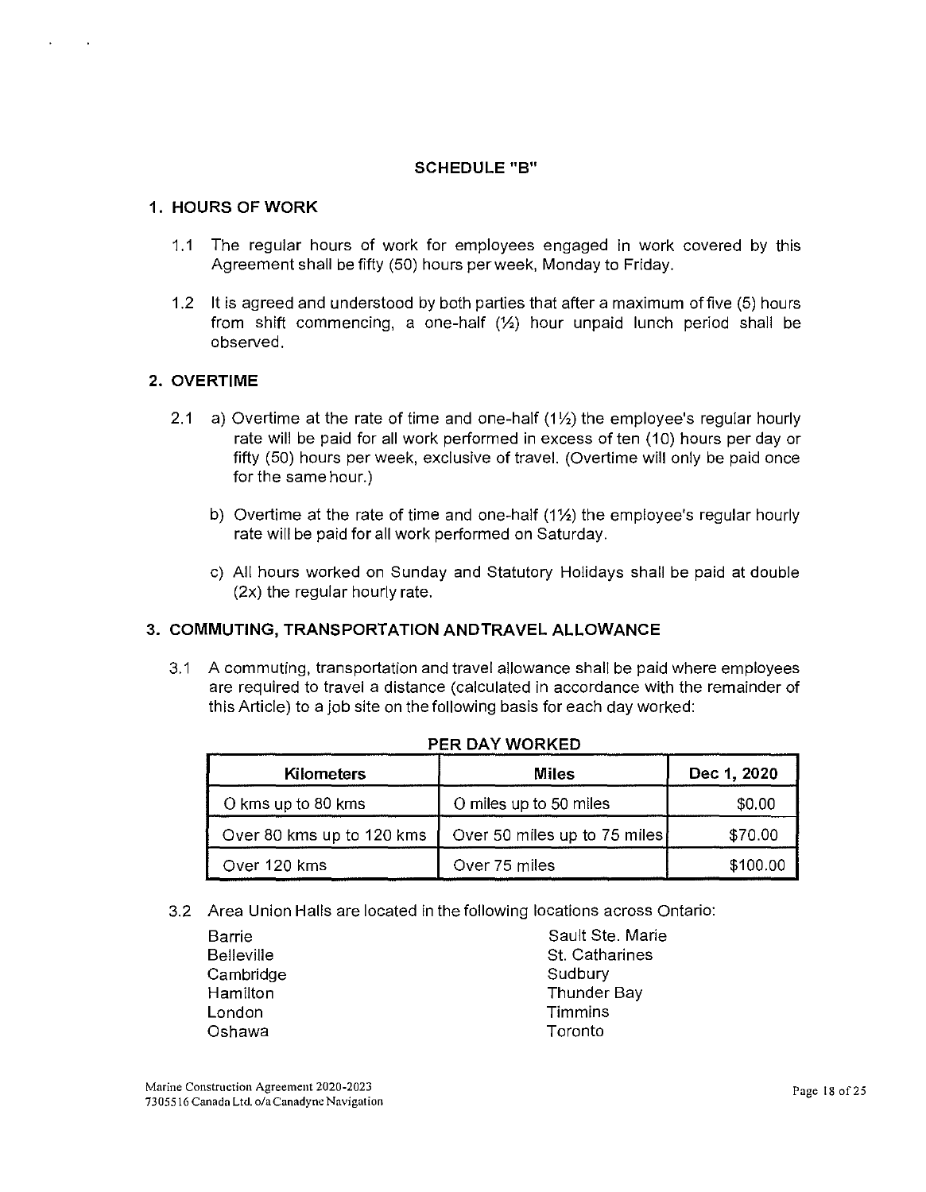## SCHEDULE "B"

### 1. HOURS OF WORK

1.1 The regular hours of work for employees engaged in work covered by this Agreement shall be fifty (50) hours per week, Monday to Friday.

1.2 It is agreed and understood by both parties that after a maximum of five (5) hours from shift commencing, a one-half (½) hour unpaid lunch period shall be observed.

### 2. OVERTIME

2.1 a) Overtime at the rate of time and one-half (1½) the employee's regular hourly rate will be paid for all work performed in excess of ten (10) hours per day or fifty (50) hours per week, exclusive of travel. (Overtime will only be paid once for the same hour.)

b) Overtime at the rate of time and one-half (1½) the employee's regular hourly rate will be paid for all work performed on Saturday.

c) All hours worked on Sunday and Statutory Holidays shall be paid at double (2x) the regular hourly rate.

### 3. COMMUTING, TRANSPORTATION ANDTRAVEL ALLOWANCE

3.1 A commuting, transportation and travel allowance shall be paid where employees are required to travel a distance (calculated in accordance with the remainder of this Article) to a job site on the following basis for each day worked:

**PER DAY WORKED**

| Kilometers | Miles | Dec 1, 2020 |
|---|---|---|
| O kms up to 80 kms | O miles up to 50 miles | $0.00 |
| Over 80 kms up to 120 kms | Over 50 miles up to 75 miles | $70.00 |
| Over 120 kms | Over 75 miles | $100.00 |

3.2 Area Union Halls are located in the following locations across Ontario:

Barrie
Belleville
Cambridge
Hamilton
London
Oshawa
Sault Ste. Marie
St. Catharines
Sudbury
Thunder Bay
Timmins
Toronto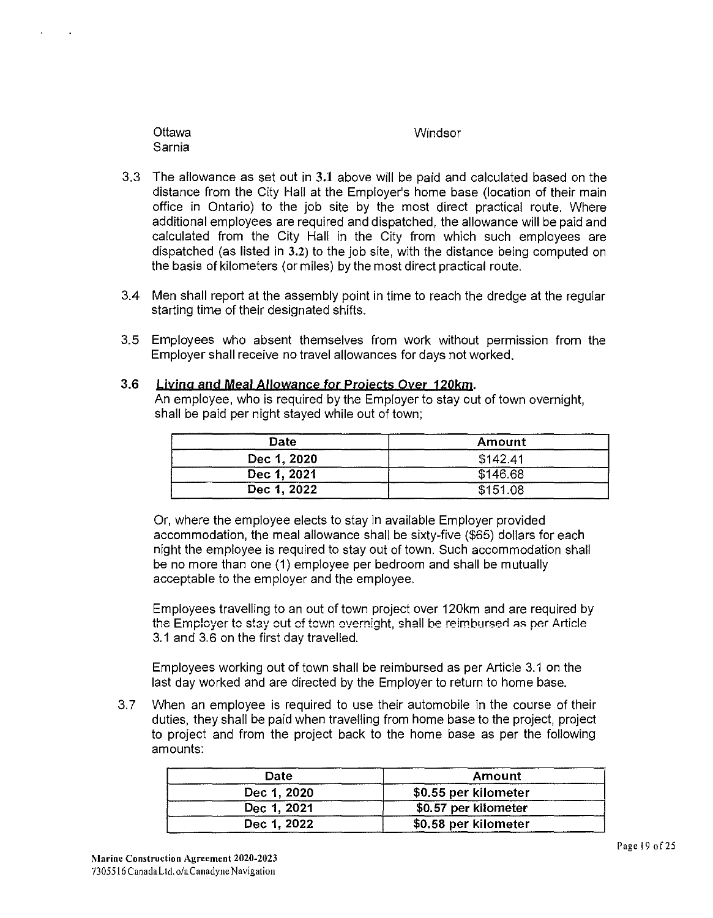Ottawa                                   Windsor
Sarnia

3.3 The allowance as set out in **3.1** above will be paid and calculated based on the distance from the City Hall at the Employer's home base (location of their main office in Ontario) to the job site by the most direct practical route. Where additional employees are required and dispatched, the allowance will be paid and calculated from the City Hall in the City from which such employees are dispatched (as listed in **3.2**) to the job site, with the distance being computed on the basis of kilometers (or miles) by the most direct practical route.

3.4 Men shall report at the assembly point in time to reach the dredge at the regular starting time of their designated shifts.

3.5 Employees who absent themselves from work without permission from the Employer shall receive no travel allowances for days not worked.

**3.6 Living and Meal Allowance for Projects Over 120km.**

An employee, who is required by the Employer to stay out of town overnight, shall be paid per night stayed while out of town;

| Date | Amount |
|---|---|
| Dec 1, 2020 | $142.41 |
| Dec 1, 2021 | $146.68 |
| Dec 1, 2022 | $151.08 |

Or, where the employee elects to stay in available Employer provided accommodation, the meal allowance shall be sixty-five ($65) dollars for each night the employee is required to stay out of town. Such accommodation shall be no more than one (1) employee per bedroom and shall be mutually acceptable to the employer and the employee.

Employees travelling to an out of town project over 120km and are required by the Employer to stay out of town overnight, shall be reimbursed as per Article 3.1 and 3.6 on the first day travelled.

Employees working out of town shall be reimbursed as per Article 3.1 on the last day worked and are directed by the Employer to return to home base.

3.7 When an employee is required to use their automobile in the course of their duties, they shall be paid when travelling from home base to the project, project to project and from the project back to the home base as per the following amounts:

| Date | Amount |
|---|---|
| Dec 1, 2020 | $0.55 per kilometer |
| Dec 1, 2021 | $0.57 per kilometer |
| Dec 1, 2022 | $0.58 per kilometer |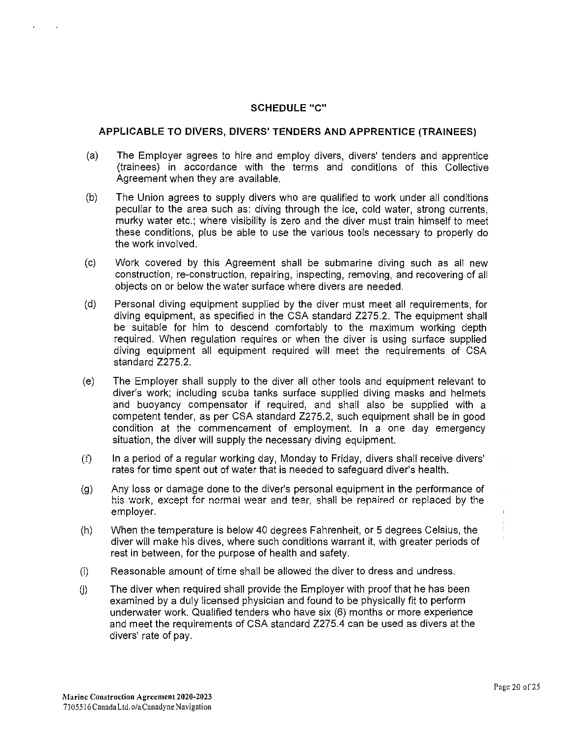## SCHEDULE "C"

### APPLICABLE TO DIVERS, DIVERS' TENDERS AND APPRENTICE (TRAINEES)

(a) The Employer agrees to hire and employ divers, divers' tenders and apprentice (trainees) in accordance with the terms and conditions of this Collective Agreement when they are available.

(b) The Union agrees to supply divers who are qualified to work under all conditions peculiar to the area such as: diving through the ice, cold water, strong currents, murky water etc.; where visibility is zero and the diver must train himself to meet these conditions, plus be able to use the various tools necessary to properly do the work involved.

(c) Work covered by this Agreement shall be submarine diving such as all new construction, re-construction, repairing, inspecting, removing, and recovering of all objects on or below the water surface where divers are needed.

(d) Personal diving equipment supplied by the diver must meet all requirements, for diving equipment, as specified in the CSA standard Z275.2. The equipment shall be suitable for him to descend comfortably to the maximum working depth required. When regulation requires or when the diver is using surface supplied diving equipment all equipment required will meet the requirements of CSA standard Z275.2.

(e) The Employer shall supply to the diver all other tools and equipment relevant to diver's work; including scuba tanks surface supplied diving masks and helmets and buoyancy compensator if required, and shall also be supplied with a competent tender, as per CSA standard Z275.2, such equipment shall be in good condition at the commencement of employment. In a one day emergency situation, the diver will supply the necessary diving equipment.

(f) In a period of a regular working day, Monday to Friday, divers shall receive divers' rates for time spent out of water that is needed to safeguard diver's health.

(g) Any loss or damage done to the diver's personal equipment in the performance of his work, except for normal wear and tear, shall be repaired or replaced by the employer.

(h) When the temperature is below 40 degrees Fahrenheit, or 5 degrees Celsius, the diver will make his dives, where such conditions warrant it, with greater periods of rest in between, for the purpose of health and safety.

(i) Reasonable amount of time shall be allowed the diver to dress and undress.

(j) The diver when required shall provide the Employer with proof that he has been examined by a duly licensed physician and found to be physically fit to perform underwater work. Qualified tenders who have six (6) months or more experience and meet the requirements of CSA standard Z275.4 can be used as divers at the divers' rate of pay.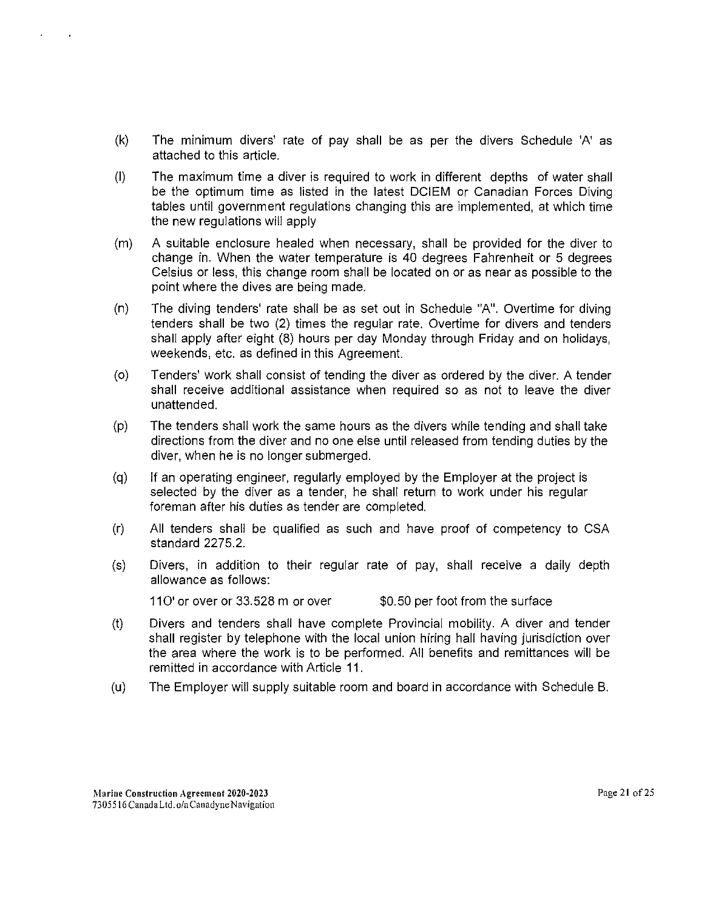(k) The minimum divers' rate of pay shall be as per the divers Schedule 'A' as attached to this article.

(l) The maximum time a diver is required to work in different depths of water shall be the optimum time as listed in the latest DCIEM or Canadian Forces Diving tables until government regulations changing this are implemented, at which time the new regulations will apply

(m) A suitable enclosure healed when necessary, shall be provided for the diver to change in. When the water temperature is 40 degrees Fahrenheit or 5 degrees Celsius or less, this change room shall be located on or as near as possible to the point where the dives are being made.

(n) The diving tenders' rate shall be as set out in Schedule "A". Overtime for diving tenders shall be two (2) times the regular rate. Overtime for divers and tenders shall apply after eight (8) hours per day Monday through Friday and on holidays, weekends, etc. as defined in this Agreement.

(o) Tenders' work shall consist of tending the diver as ordered by the diver. A tender shall receive additional assistance when required so as not to leave the diver unattended.

(p) The tenders shall work the same hours as the divers while tending and shall take directions from the diver and no one else until released from tending duties by the diver, when he is no longer submerged.

(q) If an operating engineer, regularly employed by the Employer at the project is selected by the diver as a tender, he shall return to work under his regular foreman after his duties as tender are completed.

(r) All tenders shall be qualified as such and have proof of competency to CSA standard 2275.2.

(s) Divers, in addition to their regular rate of pay, shall receive a daily depth allowance as follows:

110' or over or 33.528 m or over $0.50 per foot from the surface

(t) Divers and tenders shall have complete Provincial mobility. A diver and tender shall register by telephone with the local union hiring hall having jurisdiction over the area where the work is to be performed. All benefits and remittances will be remitted in accordance with Article 11.

(u) The Employer will supply suitable room and board in accordance with Schedule B.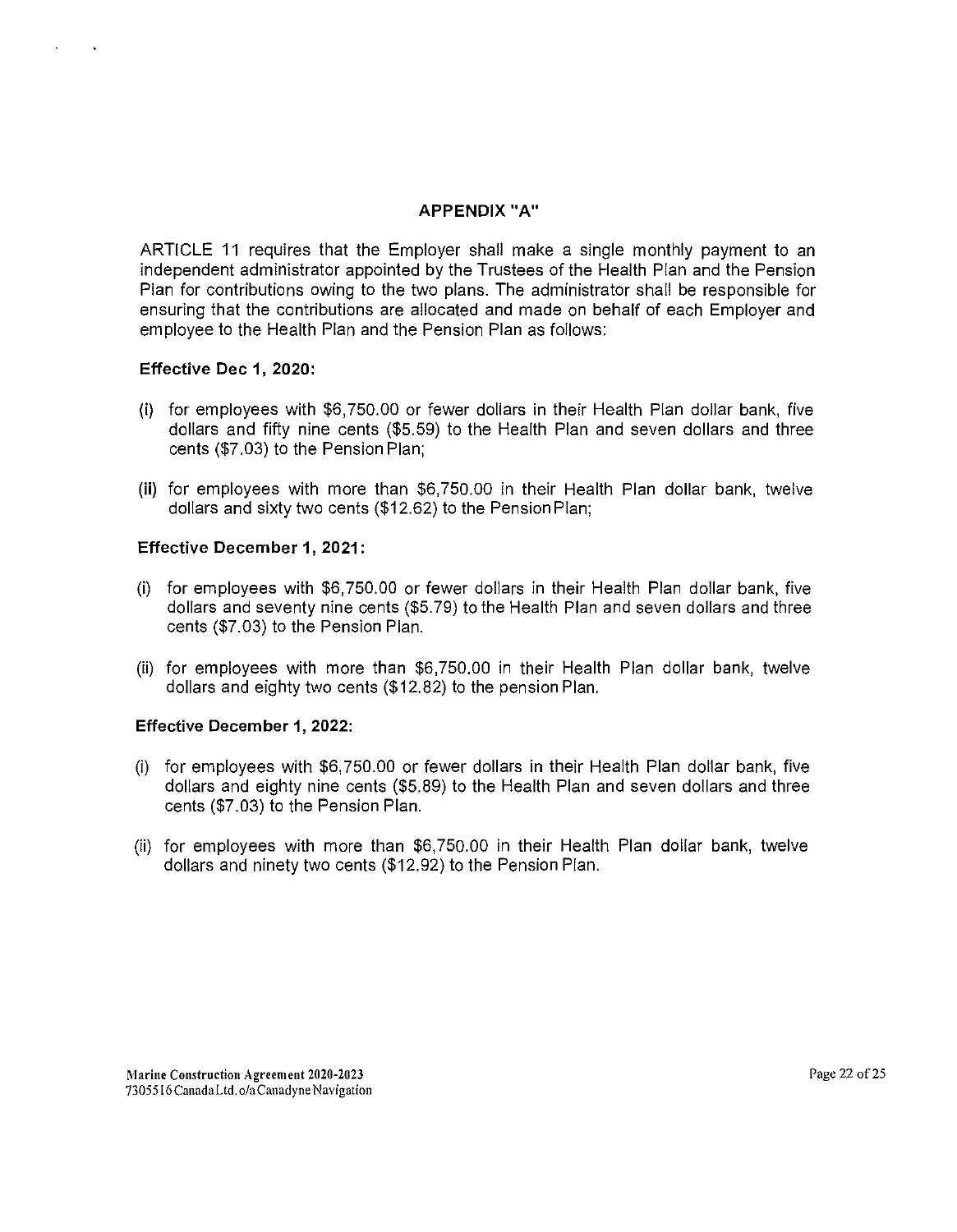## APPENDIX "A"

ARTICLE 11 requires that the Employer shall make a single monthly payment to an independent administrator appointed by the Trustees of the Health Plan and the Pension Plan for contributions owing to the two plans. The administrator shall be responsible for ensuring that the contributions are allocated and made on behalf of each Employer and employee to the Health Plan and the Pension Plan as follows:

**Effective Dec 1, 2020:**

(i) for employees with $6,750.00 or fewer dollars in their Health Plan dollar bank, five dollars and fifty nine cents ($5.59) to the Health Plan and seven dollars and three cents ($7.03) to the Pension Plan;

(ii) for employees with more than $6,750.00 in their Health Plan dollar bank, twelve dollars and sixty two cents ($12.62) to the Pension Plan;

**Effective December 1, 2021:**

(i) for employees with $6,750.00 or fewer dollars in their Health Plan dollar bank, five dollars and seventy nine cents ($5.79) to the Health Plan and seven dollars and three cents ($7.03) to the Pension Plan.

(ii) for employees with more than $6,750.00 in their Health Plan dollar bank, twelve dollars and eighty two cents ($12.82) to the pension Plan.

**Effective December 1, 2022:**

(i) for employees with $6,750.00 or fewer dollars in their Health Plan dollar bank, five dollars and eighty nine cents ($5.89) to the Health Plan and seven dollars and three cents ($7.03) to the Pension Plan.

(ii) for employees with more than $6,750.00 in their Health Plan dollar bank, twelve dollars and ninety two cents ($12.92) to the Pension Plan.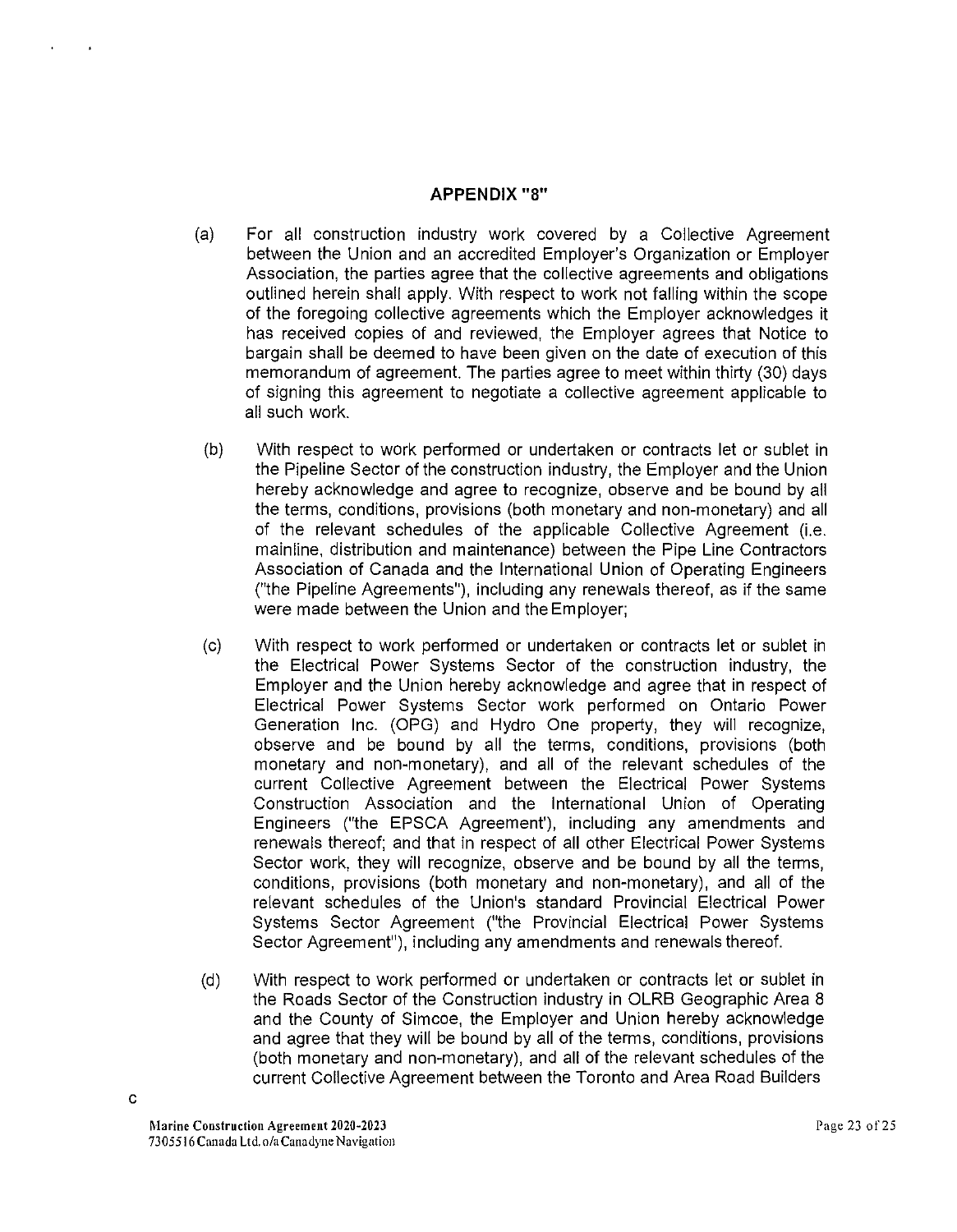## APPENDIX "8"

(a) For all construction industry work covered by a Collective Agreement between the Union and an accredited Employer's Organization or Employer Association, the parties agree that the collective agreements and obligations outlined herein shall apply. With respect to work not falling within the scope of the foregoing collective agreements which the Employer acknowledges it has received copies of and reviewed, the Employer agrees that Notice to bargain shall be deemed to have been given on the date of execution of this memorandum of agreement. The parties agree to meet within thirty (30) days of signing this agreement to negotiate a collective agreement applicable to all such work.

(b) With respect to work performed or undertaken or contracts let or sublet in the Pipeline Sector of the construction industry, the Employer and the Union hereby acknowledge and agree to recognize, observe and be bound by all the terms, conditions, provisions (both monetary and non-monetary) and all of the relevant schedules of the applicable Collective Agreement (i.e. mainline, distribution and maintenance) between the Pipe Line Contractors Association of Canada and the International Union of Operating Engineers ("the Pipeline Agreements"), including any renewals thereof, as if the same were made between the Union and the Employer;

(c) With respect to work performed or undertaken or contracts let or sublet in the Electrical Power Systems Sector of the construction industry, the Employer and the Union hereby acknowledge and agree that in respect of Electrical Power Systems Sector work performed on Ontario Power Generation Inc. (OPG) and Hydro One property, they will recognize, observe and be bound by all the terms, conditions, provisions (both monetary and non-monetary), and all of the relevant schedules of the current Collective Agreement between the Electrical Power Systems Construction Association and the International Union of Operating Engineers ("the EPSCA Agreement'), including any amendments and renewals thereof; and that in respect of all other Electrical Power Systems Sector work, they will recognize, observe and be bound by all the terms, conditions, provisions (both monetary and non-monetary), and all of the relevant schedules of the Union's standard Provincial Electrical Power Systems Sector Agreement ("the Provincial Electrical Power Systems Sector Agreement"), including any amendments and renewals thereof.

(d) With respect to work performed or undertaken or contracts let or sublet in the Roads Sector of the Construction industry in OLRB Geographic Area 8 and the County of Simcoe, the Employer and Union hereby acknowledge and agree that they will be bound by all of the terms, conditions, provisions (both monetary and non-monetary), and all of the relevant schedules of the current Collective Agreement between the Toronto and Area Road Builders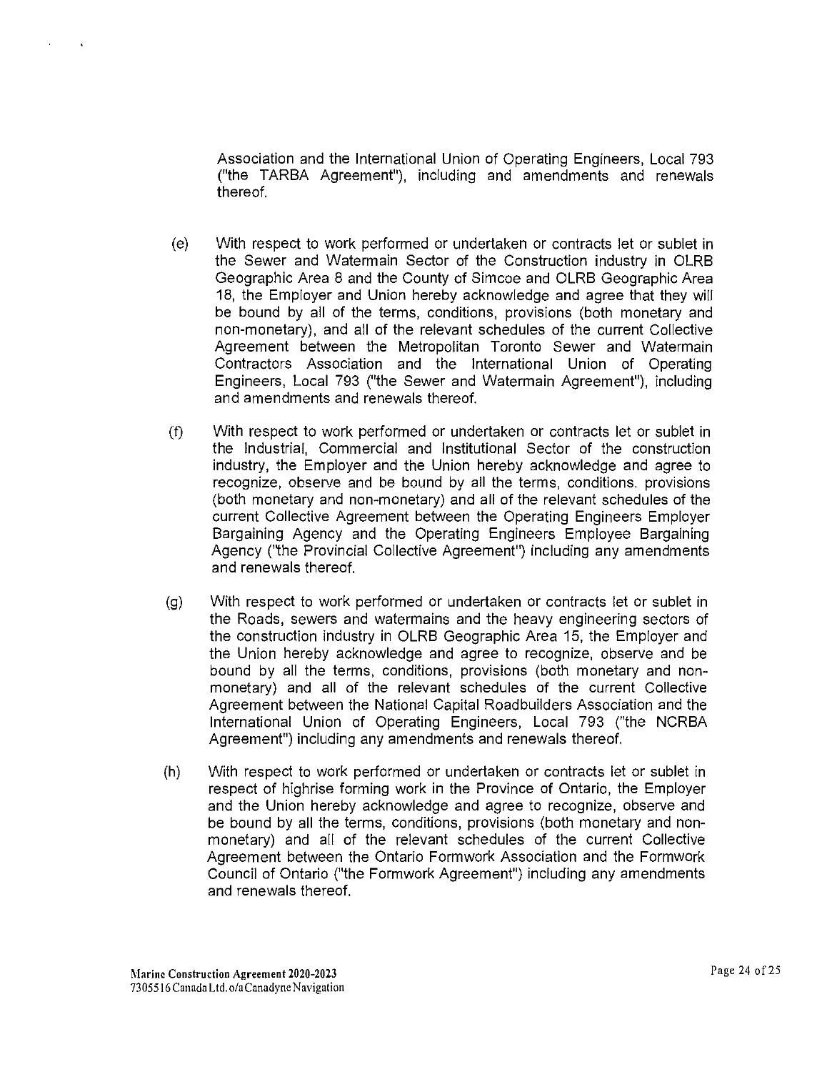Association and the International Union of Operating Engineers, Local 793 ("the TARBA Agreement"), including and amendments and renewals thereof.

(e) With respect to work performed or undertaken or contracts let or sublet in the Sewer and Watermain Sector of the Construction industry in OLRB Geographic Area 8 and the County of Simcoe and OLRB Geographic Area 18, the Employer and Union hereby acknowledge and agree that they will be bound by all of the terms, conditions, provisions (both monetary and non-monetary), and all of the relevant schedules of the current Collective Agreement between the Metropolitan Toronto Sewer and Watermain Contractors Association and the International Union of Operating Engineers, Local 793 ("the Sewer and Watermain Agreement"), including and amendments and renewals thereof.

(f) With respect to work performed or undertaken or contracts let or sublet in the Industrial, Commercial and Institutional Sector of the construction industry, the Employer and the Union hereby acknowledge and agree to recognize, observe and be bound by all the terms, conditions, provisions (both monetary and non-monetary) and all of the relevant schedules of the current Collective Agreement between the Operating Engineers Employer Bargaining Agency and the Operating Engineers Employee Bargaining Agency ("the Provincial Collective Agreement") including any amendments and renewals thereof.

(g) With respect to work performed or undertaken or contracts let or sublet in the Roads, sewers and watermains and the heavy engineering sectors of the construction industry in OLRB Geographic Area 15, the Employer and the Union hereby acknowledge and agree to recognize, observe and be bound by all the terms, conditions, provisions (both monetary and non-monetary) and all of the relevant schedules of the current Collective Agreement between the National Capital Roadbuilders Association and the International Union of Operating Engineers, Local 793 ("the NCRBA Agreement") including any amendments and renewals thereof.

(h) With respect to work performed or undertaken or contracts let or sublet in respect of highrise forming work in the Province of Ontario, the Employer and the Union hereby acknowledge and agree to recognize, observe and be bound by all the terms, conditions, provisions (both monetary and non-monetary) and all of the relevant schedules of the current Collective Agreement between the Ontario Formwork Association and the Formwork Council of Ontario ("the Formwork Agreement") including any amendments and renewals thereof.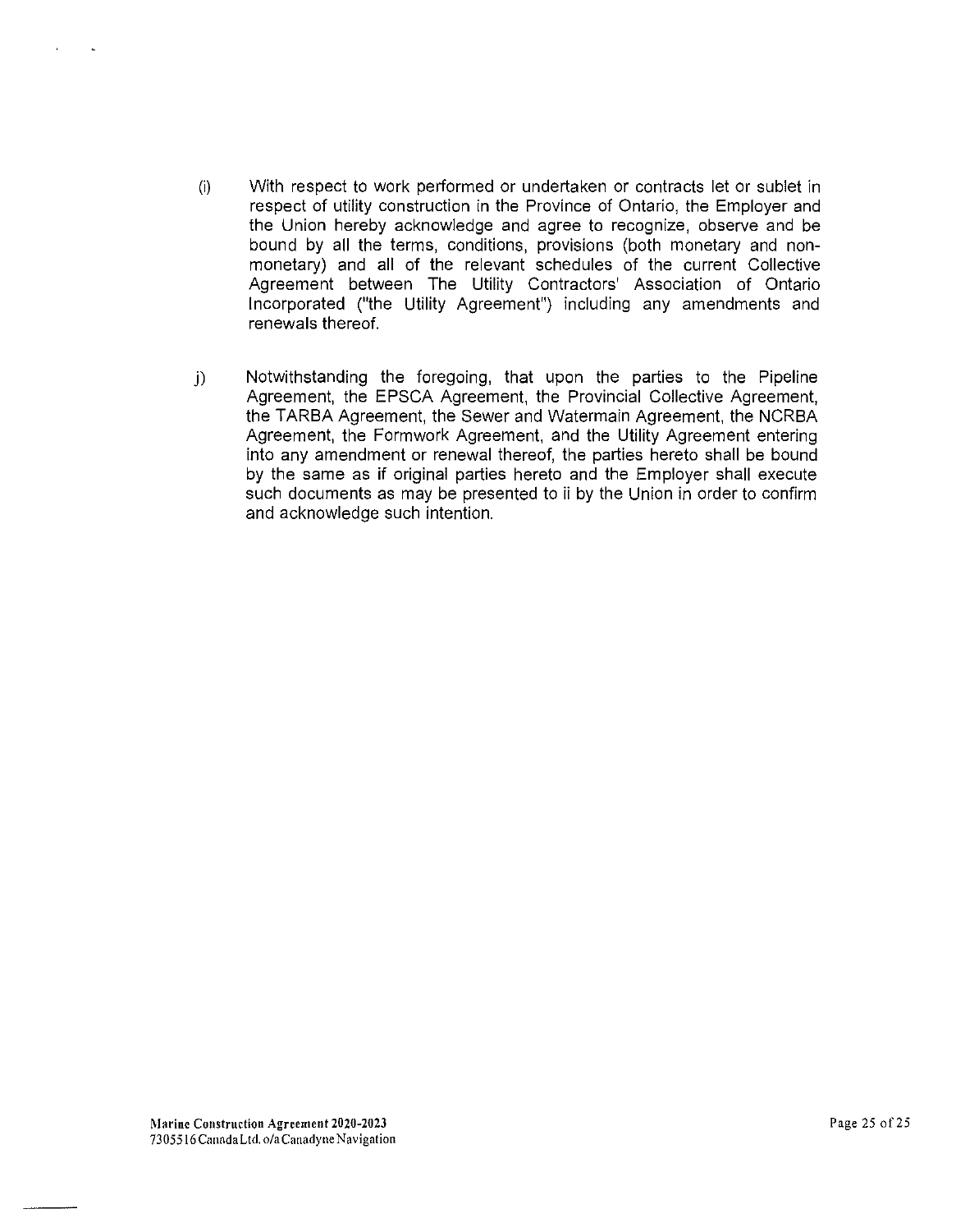(i) With respect to work performed or undertaken or contracts let or sublet in respect of utility construction in the Province of Ontario, the Employer and the Union hereby acknowledge and agree to recognize, observe and be bound by all the terms, conditions, provisions (both monetary and non-monetary) and all of the relevant schedules of the current Collective Agreement between The Utility Contractors' Association of Ontario Incorporated ("the Utility Agreement") including any amendments and renewals thereof.

j) Notwithstanding the foregoing, that upon the parties to the Pipeline Agreement, the EPSCA Agreement, the Provincial Collective Agreement, the TARBA Agreement, the Sewer and Watermain Agreement, the NCRBA Agreement, the Formwork Agreement, and the Utility Agreement entering into any amendment or renewal thereof, the parties hereto shall be bound by the same as if original parties hereto and the Employer shall execute such documents as may be presented to ii by the Union in order to confirm and acknowledge such intention.